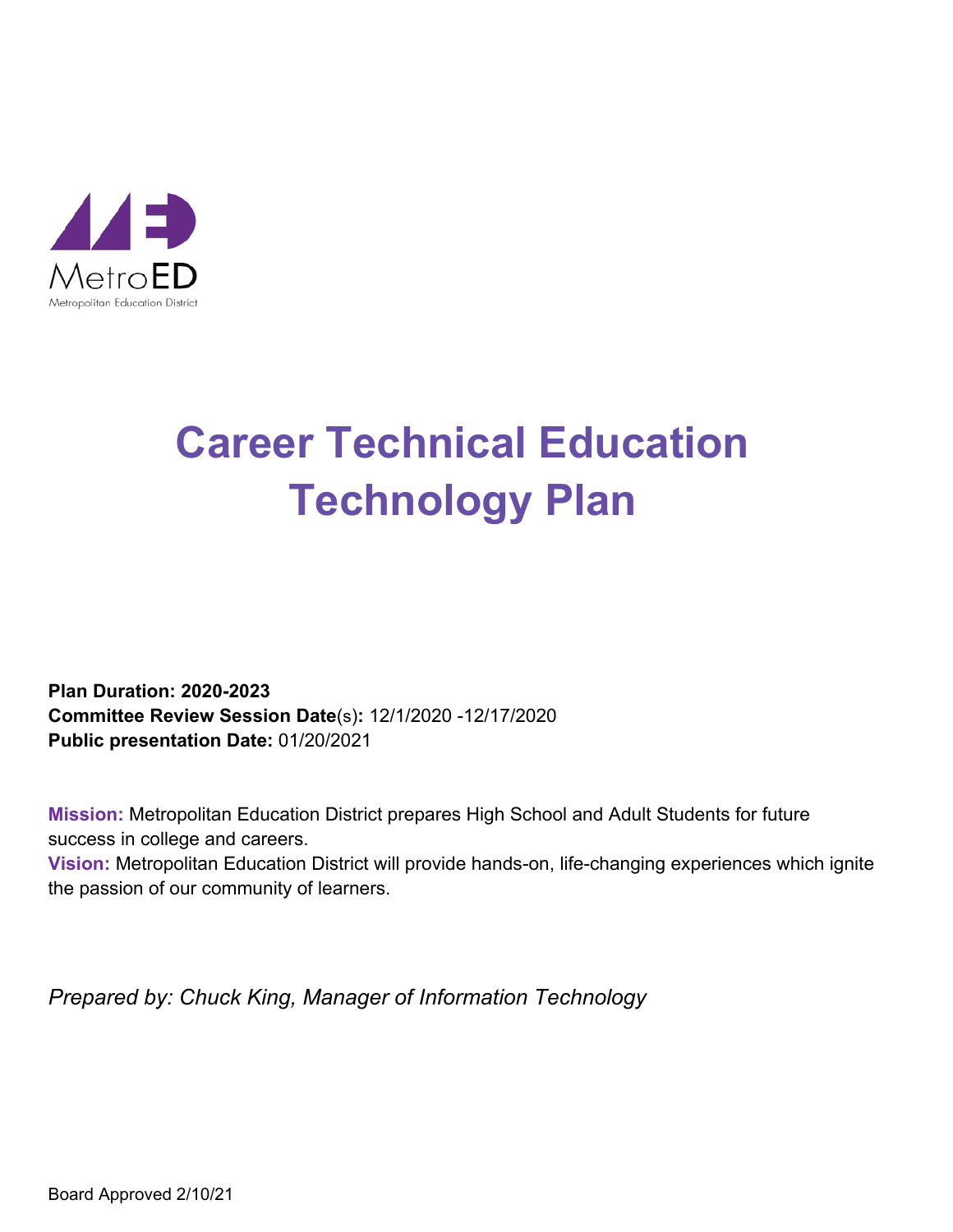MetroED

Metropolitan Education District

# Career Technical Education Technology Plan

**Plan Duration: 2020-2023**
**Committee Review Session Date**(s)**:** 12/1/2020 -12/17/2020
**Public presentation Date:** 01/20/2021

**Mission:** Metropolitan Education District prepares High School and Adult Students for future success in college and careers.
**Vision:** Metropolitan Education District will provide hands-on, life-changing experiences which ignite the passion of our community of learners.

*Prepared by: Chuck King, Manager of Information Technology*

Board Approved 2/10/21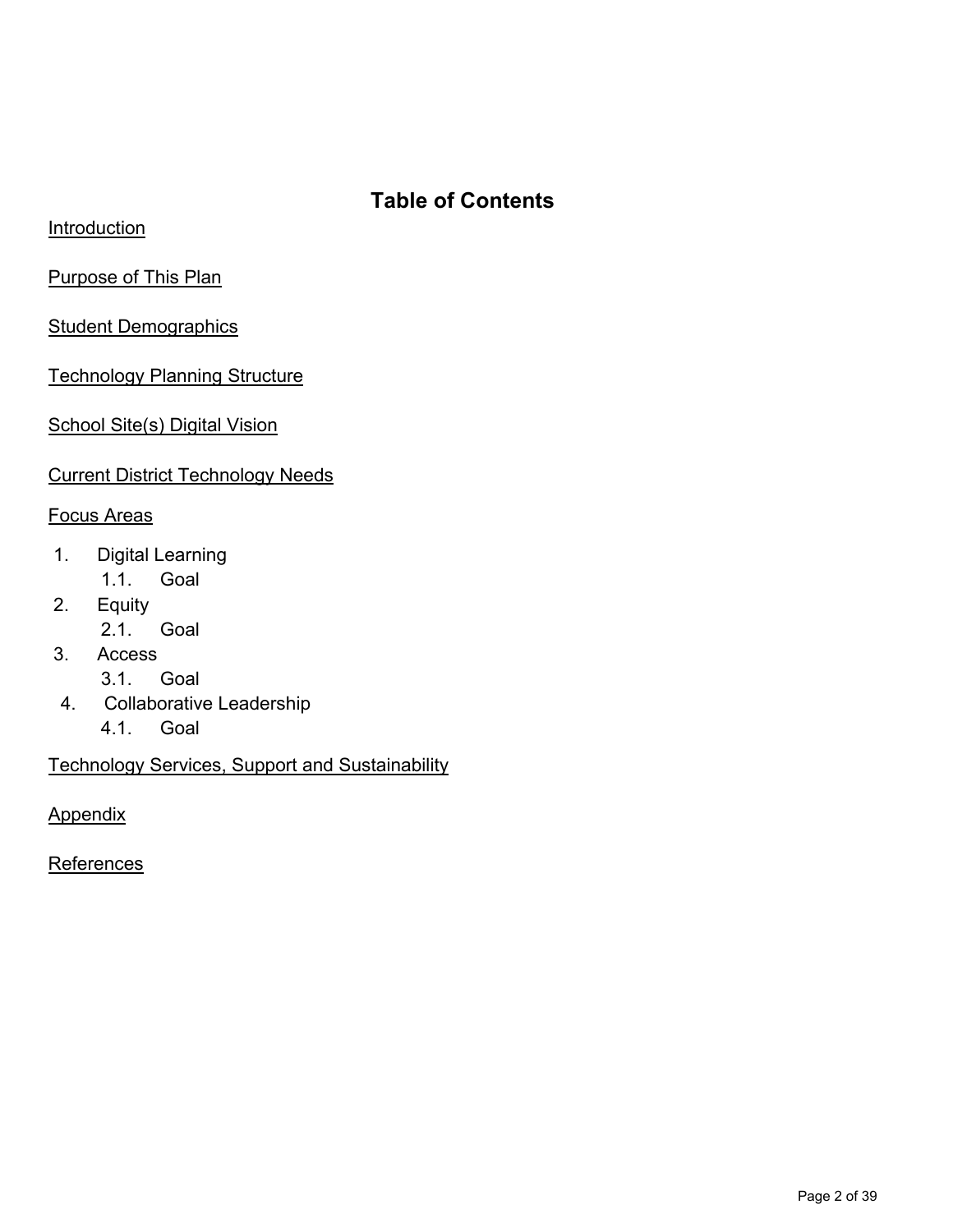## Table of Contents

Introduction

Purpose of This Plan

Student Demographics

Technology Planning Structure

School Site(s) Digital Vision

Current District Technology Needs

Focus Areas

1. Digital Learning
    1.1. Goal
2. Equity
    2.1. Goal
3. Access
    3.1. Goal
4. Collaborative Leadership
    4.1. Goal

Technology Services, Support and Sustainability

Appendix

References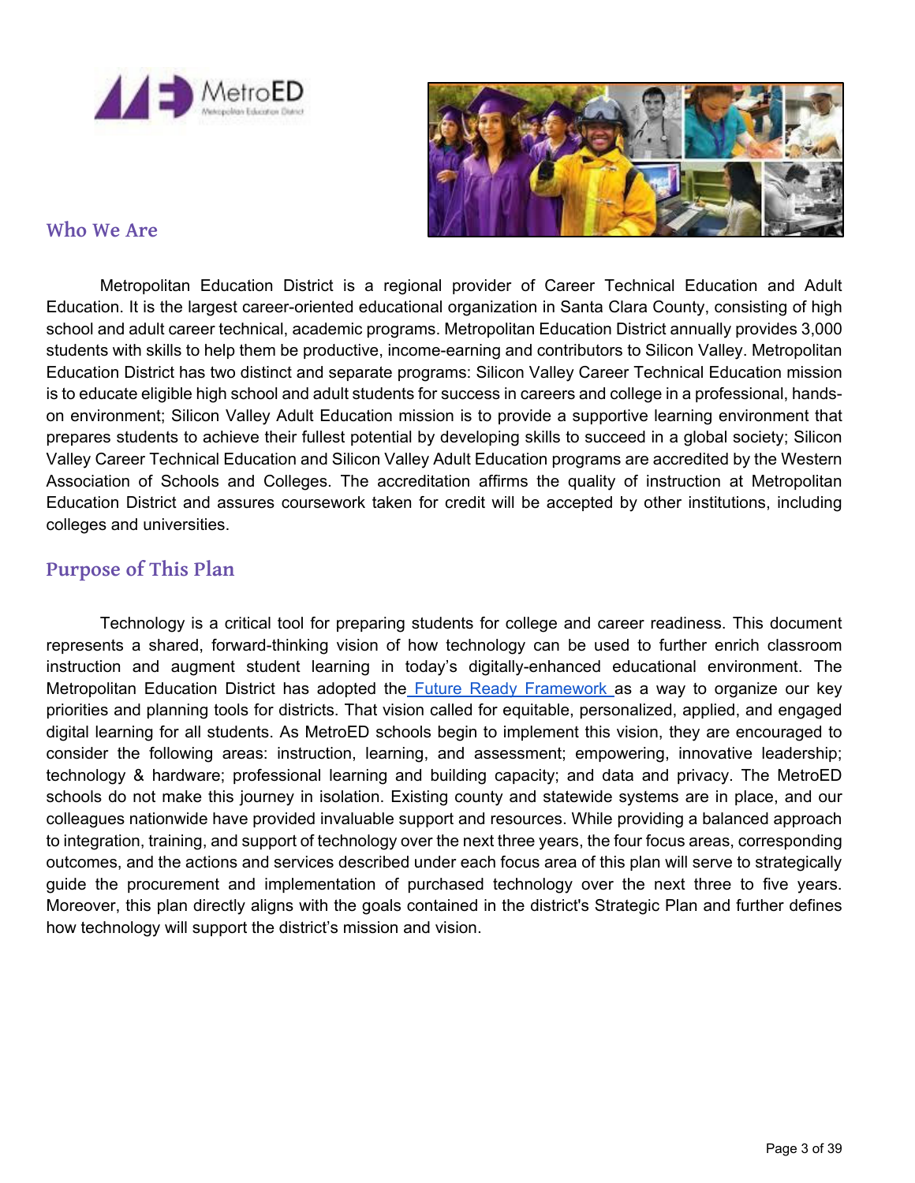## Who We Are

Metropolitan Education District is a regional provider of Career Technical Education and Adult Education. It is the largest career-oriented educational organization in Santa Clara County, consisting of high school and adult career technical, academic programs. Metropolitan Education District annually provides 3,000 students with skills to help them be productive, income-earning and contributors to Silicon Valley. Metropolitan Education District has two distinct and separate programs: Silicon Valley Career Technical Education mission is to educate eligible high school and adult students for success in careers and college in a professional, hands-on environment; Silicon Valley Adult Education mission is to provide a supportive learning environment that prepares students to achieve their fullest potential by developing skills to succeed in a global society; Silicon Valley Career Technical Education and Silicon Valley Adult Education programs are accredited by the Western Association of Schools and Colleges. The accreditation affirms the quality of instruction at Metropolitan Education District and assures coursework taken for credit will be accepted by other institutions, including colleges and universities.

## Purpose of This Plan

Technology is a critical tool for preparing students for college and career readiness. This document represents a shared, forward-thinking vision of how technology can be used to further enrich classroom instruction and augment student learning in today's digitally-enhanced educational environment. The Metropolitan Education District has adopted the Future Ready Framework as a way to organize our key priorities and planning tools for districts. That vision called for equitable, personalized, applied, and engaged digital learning for all students. As MetroED schools begin to implement this vision, they are encouraged to consider the following areas: instruction, learning, and assessment; empowering, innovative leadership; technology & hardware; professional learning and building capacity; and data and privacy. The MetroED schools do not make this journey in isolation. Existing county and statewide systems are in place, and our colleagues nationwide have provided invaluable support and resources. While providing a balanced approach to integration, training, and support of technology over the next three years, the four focus areas, corresponding outcomes, and the actions and services described under each focus area of this plan will serve to strategically guide the procurement and implementation of purchased technology over the next three to five years. Moreover, this plan directly aligns with the goals contained in the district's Strategic Plan and further defines how technology will support the district's mission and vision.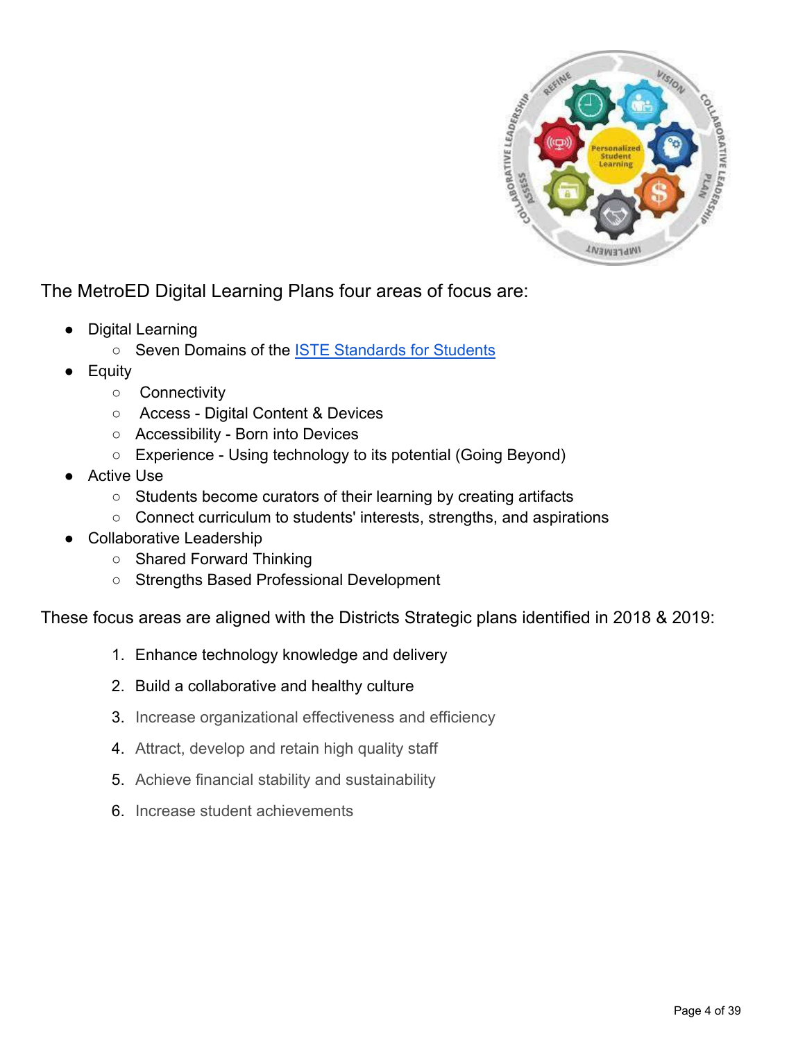The MetroED Digital Learning Plans four areas of focus are:

- Digital Learning
  - Seven Domains of the [ISTE Standards for Students]
- Equity
  - Connectivity
  - Access - Digital Content & Devices
  - Accessibility - Born into Devices
  - Experience - Using technology to its potential (Going Beyond)
- Active Use
  - Students become curators of their learning by creating artifacts
  - Connect curriculum to students' interests, strengths, and aspirations
- Collaborative Leadership
  - Shared Forward Thinking
  - Strengths Based Professional Development

These focus areas are aligned with the Districts Strategic plans identified in 2018 & 2019:

1. Enhance technology knowledge and delivery
2. Build a collaborative and healthy culture
3. Increase organizational effectiveness and efficiency
4. Attract, develop and retain high quality staff
5. Achieve financial stability and sustainability
6. Increase student achievements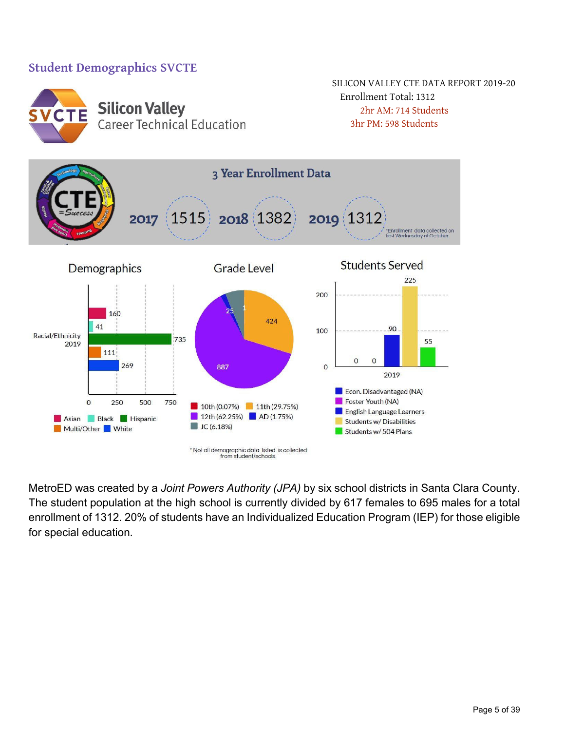## Student Demographics SVCTE

**Silicon Valley**
Career Technical Education

SILICON VALLEY CTE DATA REPORT 2019-20
Enrollment Total: 1312
2hr AM: 714 Students
3hr PM: 598 Students

### 3 Year Enrollment Data

| 2017 | 2018 | 2019 |
|---|---|---|
| 1515 | 1382 | 1312 |

*Enrollment data collected on first Wednesday of October

### Demographics

Racial/Ethnicity 2019

| Group | Count |
|---|---|
| Asian | 160 |
| Black | 41 |
| Hispanic | 735 |
| Multi/Other | 111 |
| White | 269 |

### Grade Level

| Grade | Count | Percent |
|---|---|---|
| 10th | 1 | 0.07% |
| 11th | 424 | 29.75% |
| 12th | 887 | 62.25% |
| AD | 25 | 1.75% |
| JC | | 6.18% |

### Students Served

2019

| Category | Count |
|---|---|
| Econ. Disadvantaged (NA) | 0 |
| Foster Youth (NA) | 0 |
| English Language Learners | 90 |
| Students w/ Disabilities | 225 |
| Students w/ 504 Plans | 55 |

\* Not all demographic data listed is collected from student/schools.

MetroED was created by a *Joint Powers Authority (JPA)* by six school districts in Santa Clara County. The student population at the high school is currently divided by 617 females to 695 males for a total enrollment of 1312. 20% of students have an Individualized Education Program (IEP) for those eligible for special education.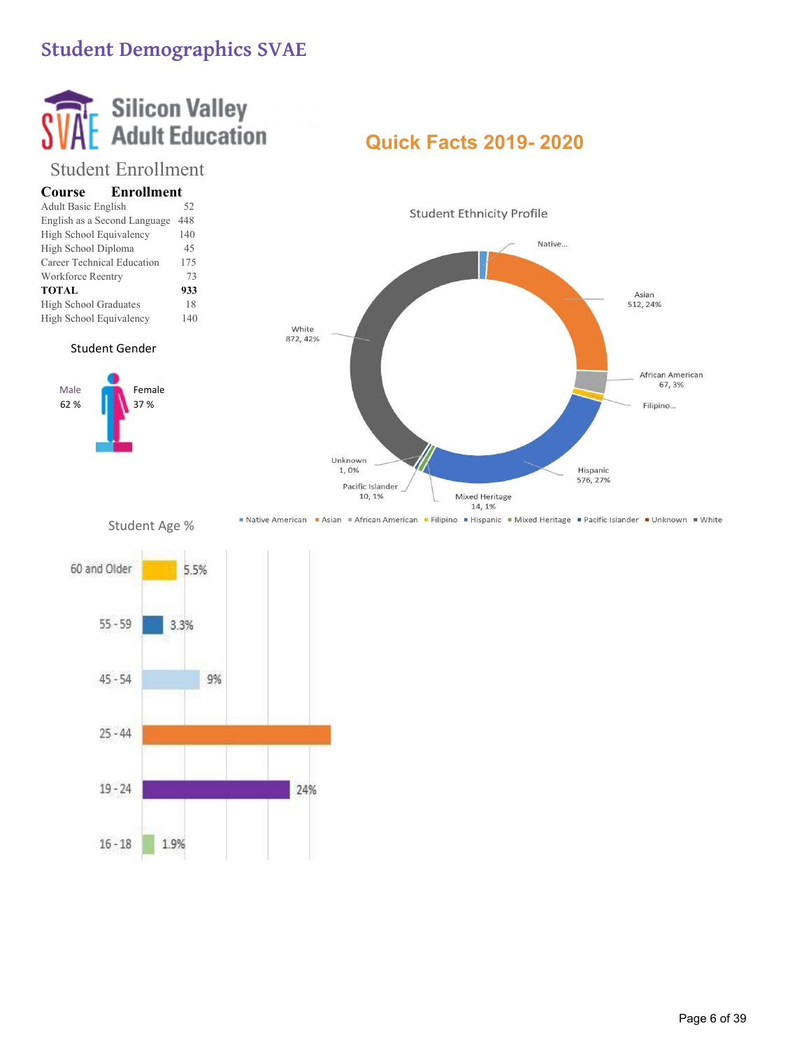# Student Demographics SVAE

Silicon Valley Adult Education

## Quick Facts 2019- 2020

### Student Enrollment

| Course | Enrollment |
|---|---|
| Adult Basic English | 52 |
| English as a Second Language | 448 |
| High School Equivalency | 140 |
| High School Diploma | 45 |
| Career Technical Education | 175 |
| Workforce Reentry | 73 |
| **TOTAL** | **933** |
| High School Graduates | 18 |
| High School Equivalency | 140 |

### Student Gender

Male 62 %

Female 37 %

### Student Ethnicity Profile

- Native...
- Asian 512, 24%
- African American 67, 3%
- Filipino...
- Hispanic 576, 27%
- Mixed Heritage 14, 1%
- Pacific Islander 10, 1%
- Unknown 1, 0%
- White 872, 42%

Native American, Asian, African American, Filipino, Hispanic, Mixed Heritage, Pacific Islander, Unknown, White

### Student Age %

| Age | % |
|---|---|
| 60 and Older | 5.5% |
| 55 - 59 | 3.3% |
| 45 - 54 | 9% |
| 25 - 44 | |
| 19 - 24 | 24% |
| 16 - 18 | 1.9% |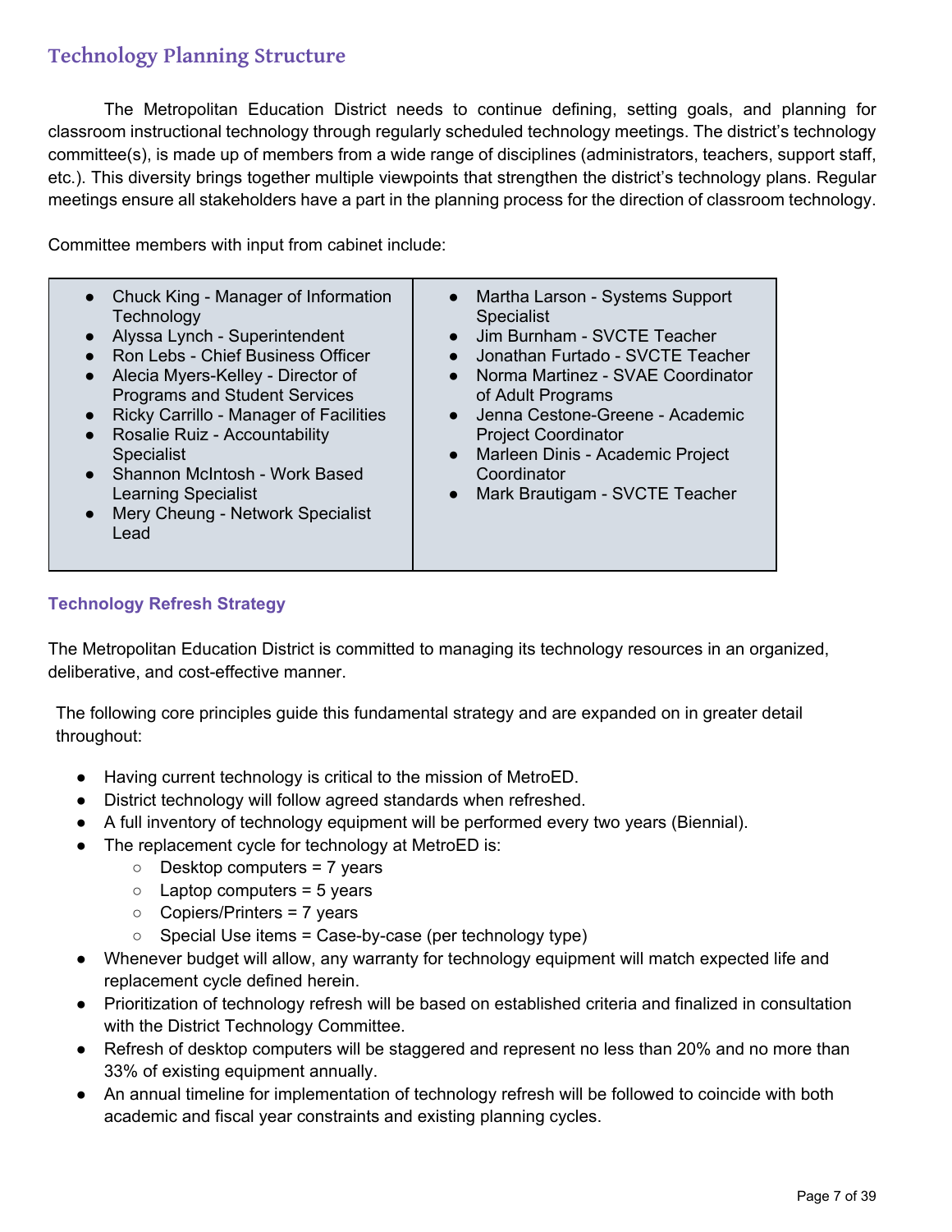## Technology Planning Structure

The Metropolitan Education District needs to continue defining, setting goals, and planning for classroom instructional technology through regularly scheduled technology meetings. The district's technology committee(s), is made up of members from a wide range of disciplines (administrators, teachers, support staff, etc.). This diversity brings together multiple viewpoints that strengthen the district's technology plans. Regular meetings ensure all stakeholders have a part in the planning process for the direction of classroom technology.

Committee members with input from cabinet include:

- Chuck King - Manager of Information Technology
- Alyssa Lynch - Superintendent
- Ron Lebs - Chief Business Officer
- Alecia Myers-Kelley - Director of Programs and Student Services
- Ricky Carrillo - Manager of Facilities
- Rosalie Ruiz - Accountability Specialist
- Shannon McIntosh - Work Based Learning Specialist
- Mery Cheung - Network Specialist Lead
- Martha Larson - Systems Support Specialist
- Jim Burnham - SVCTE Teacher
- Jonathan Furtado - SVCTE Teacher
- Norma Martinez - SVAE Coordinator of Adult Programs
- Jenna Cestone-Greene - Academic Project Coordinator
- Marleen Dinis - Academic Project Coordinator
- Mark Brautigam - SVCTE Teacher

### Technology Refresh Strategy

The Metropolitan Education District is committed to managing its technology resources in an organized, deliberative, and cost-effective manner.

The following core principles guide this fundamental strategy and are expanded on in greater detail throughout:

- Having current technology is critical to the mission of MetroED.
- District technology will follow agreed standards when refreshed.
- A full inventory of technology equipment will be performed every two years (Biennial).
- The replacement cycle for technology at MetroED is:
    - Desktop computers = 7 years
    - Laptop computers = 5 years
    - Copiers/Printers = 7 years
    - Special Use items = Case-by-case (per technology type)
- Whenever budget will allow, any warranty for technology equipment will match expected life and replacement cycle defined herein.
- Prioritization of technology refresh will be based on established criteria and finalized in consultation with the District Technology Committee.
- Refresh of desktop computers will be staggered and represent no less than 20% and no more than 33% of existing equipment annually.
- An annual timeline for implementation of technology refresh will be followed to coincide with both academic and fiscal year constraints and existing planning cycles.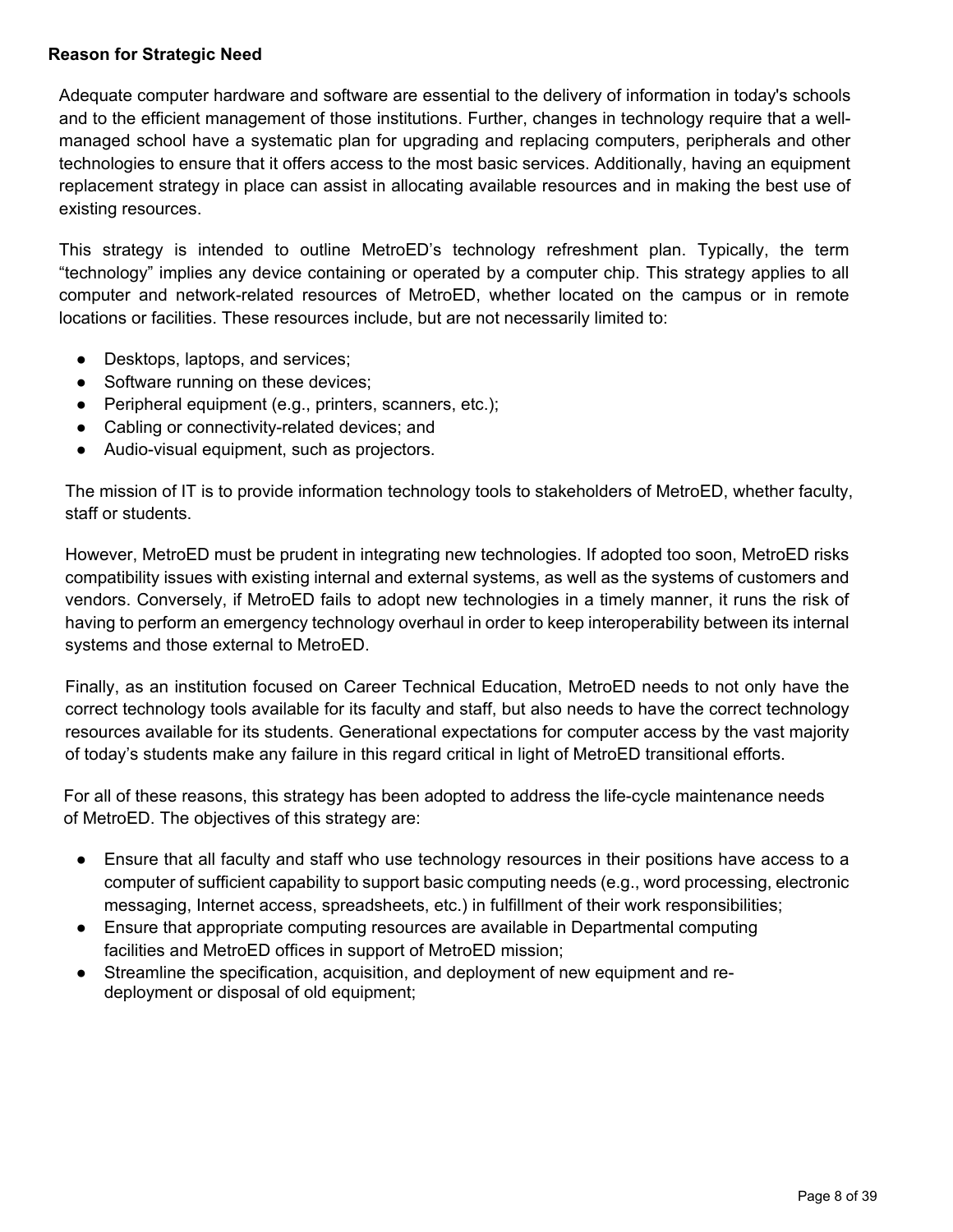**Reason for Strategic Need**

Adequate computer hardware and software are essential to the delivery of information in today's schools and to the efficient management of those institutions. Further, changes in technology require that a well-managed school have a systematic plan for upgrading and replacing computers, peripherals and other technologies to ensure that it offers access to the most basic services. Additionally, having an equipment replacement strategy in place can assist in allocating available resources and in making the best use of existing resources.

This strategy is intended to outline MetroED's technology refreshment plan. Typically, the term "technology" implies any device containing or operated by a computer chip. This strategy applies to all computer and network-related resources of MetroED, whether located on the campus or in remote locations or facilities. These resources include, but are not necessarily limited to:

- Desktops, laptops, and services;
- Software running on these devices;
- Peripheral equipment (e.g., printers, scanners, etc.);
- Cabling or connectivity-related devices; and
- Audio-visual equipment, such as projectors.

The mission of IT is to provide information technology tools to stakeholders of MetroED, whether faculty, staff or students.

However, MetroED must be prudent in integrating new technologies. If adopted too soon, MetroED risks compatibility issues with existing internal and external systems, as well as the systems of customers and vendors. Conversely, if MetroED fails to adopt new technologies in a timely manner, it runs the risk of having to perform an emergency technology overhaul in order to keep interoperability between its internal systems and those external to MetroED.

Finally, as an institution focused on Career Technical Education, MetroED needs to not only have the correct technology tools available for its faculty and staff, but also needs to have the correct technology resources available for its students. Generational expectations for computer access by the vast majority of today's students make any failure in this regard critical in light of MetroED transitional efforts.

For all of these reasons, this strategy has been adopted to address the life-cycle maintenance needs of MetroED. The objectives of this strategy are:

- Ensure that all faculty and staff who use technology resources in their positions have access to a computer of sufficient capability to support basic computing needs (e.g., word processing, electronic messaging, Internet access, spreadsheets, etc.) in fulfillment of their work responsibilities;
- Ensure that appropriate computing resources are available in Departmental computing facilities and MetroED offices in support of MetroED mission;
- Streamline the specification, acquisition, and deployment of new equipment and re-deployment or disposal of old equipment;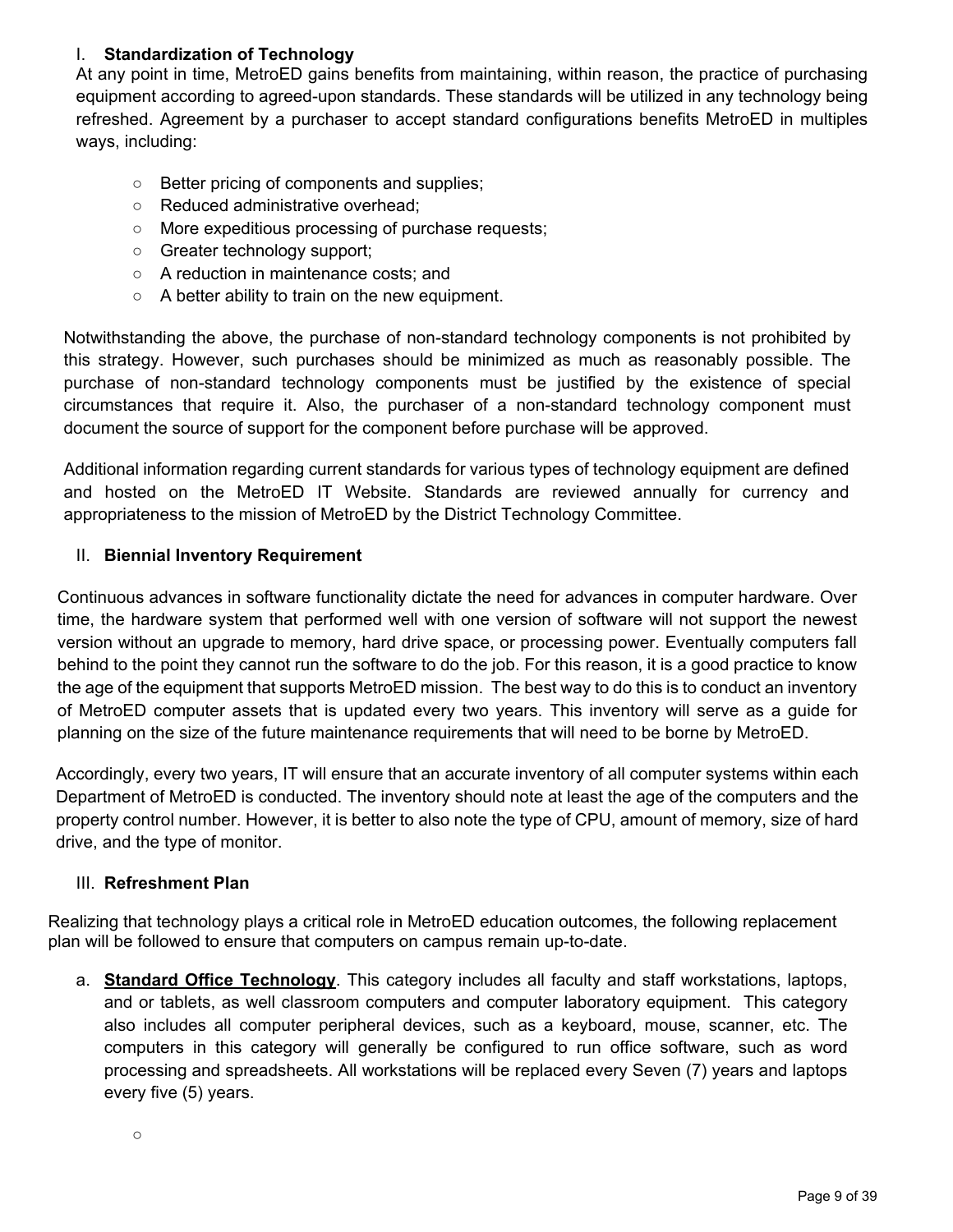## I. **Standardization of Technology**

At any point in time, MetroED gains benefits from maintaining, within reason, the practice of purchasing equipment according to agreed-upon standards. These standards will be utilized in any technology being refreshed. Agreement by a purchaser to accept standard configurations benefits MetroED in multiples ways, including:

- Better pricing of components and supplies;
- Reduced administrative overhead;
- More expeditious processing of purchase requests;
- Greater technology support;
- A reduction in maintenance costs; and
- A better ability to train on the new equipment.

Notwithstanding the above, the purchase of non-standard technology components is not prohibited by this strategy. However, such purchases should be minimized as much as reasonably possible. The purchase of non-standard technology components must be justified by the existence of special circumstances that require it. Also, the purchaser of a non-standard technology component must document the source of support for the component before purchase will be approved.

Additional information regarding current standards for various types of technology equipment are defined and hosted on the MetroED IT Website. Standards are reviewed annually for currency and appropriateness to the mission of MetroED by the District Technology Committee.

## II. **Biennial Inventory Requirement**

Continuous advances in software functionality dictate the need for advances in computer hardware. Over time, the hardware system that performed well with one version of software will not support the newest version without an upgrade to memory, hard drive space, or processing power. Eventually computers fall behind to the point they cannot run the software to do the job. For this reason, it is a good practice to know the age of the equipment that supports MetroED mission. The best way to do this is to conduct an inventory of MetroED computer assets that is updated every two years. This inventory will serve as a guide for planning on the size of the future maintenance requirements that will need to be borne by MetroED.

Accordingly, every two years, IT will ensure that an accurate inventory of all computer systems within each Department of MetroED is conducted. The inventory should note at least the age of the computers and the property control number. However, it is better to also note the type of CPU, amount of memory, size of hard drive, and the type of monitor.

## III. **Refreshment Plan**

Realizing that technology plays a critical role in MetroED education outcomes, the following replacement plan will be followed to ensure that computers on campus remain up-to-date.

a. **Standard Office Technology**. This category includes all faculty and staff workstations, laptops, and or tablets, as well classroom computers and computer laboratory equipment. This category also includes all computer peripheral devices, such as a keyboard, mouse, scanner, etc. The computers in this category will generally be configured to run office software, such as word processing and spreadsheets. All workstations will be replaced every Seven (7) years and laptops every five (5) years.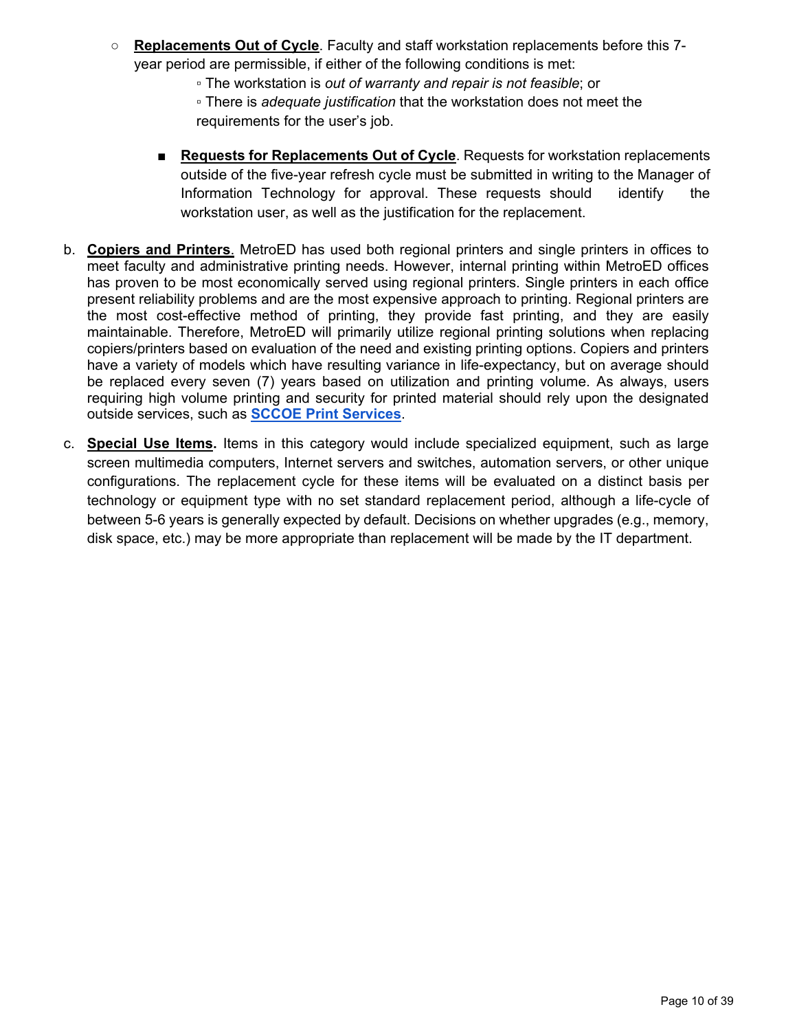- **Replacements Out of Cycle**. Faculty and staff workstation replacements before this 7-year period are permissible, if either of the following conditions is met:
    - The workstation is *out of warranty and repair is not feasible*; or
    - There is *adequate justification* that the workstation does not meet the requirements for the user's job.

    - **Requests for Replacements Out of Cycle**. Requests for workstation replacements outside of the five-year refresh cycle must be submitted in writing to the Manager of Information Technology for approval. These requests should identify the workstation user, as well as the justification for the replacement.

b. **Copiers and Printers**. MetroED has used both regional printers and single printers in offices to meet faculty and administrative printing needs. However, internal printing within MetroED offices has proven to be most economically served using regional printers. Single printers in each office present reliability problems and are the most expensive approach to printing. Regional printers are the most cost-effective method of printing, they provide fast printing, and they are easily maintainable. Therefore, MetroED will primarily utilize regional printing solutions when replacing copiers/printers based on evaluation of the need and existing printing options. Copiers and printers have a variety of models which have resulting variance in life-expectancy, but on average should be replaced every seven (7) years based on utilization and printing volume. As always, users requiring high volume printing and security for printed material should rely upon the designated outside services, such as **SCCOE Print Services**.

c. **Special Use Items.** Items in this category would include specialized equipment, such as large screen multimedia computers, Internet servers and switches, automation servers, or other unique configurations. The replacement cycle for these items will be evaluated on a distinct basis per technology or equipment type with no set standard replacement period, although a life-cycle of between 5-6 years is generally expected by default. Decisions on whether upgrades (e.g., memory, disk space, etc.) may be more appropriate than replacement will be made by the IT department.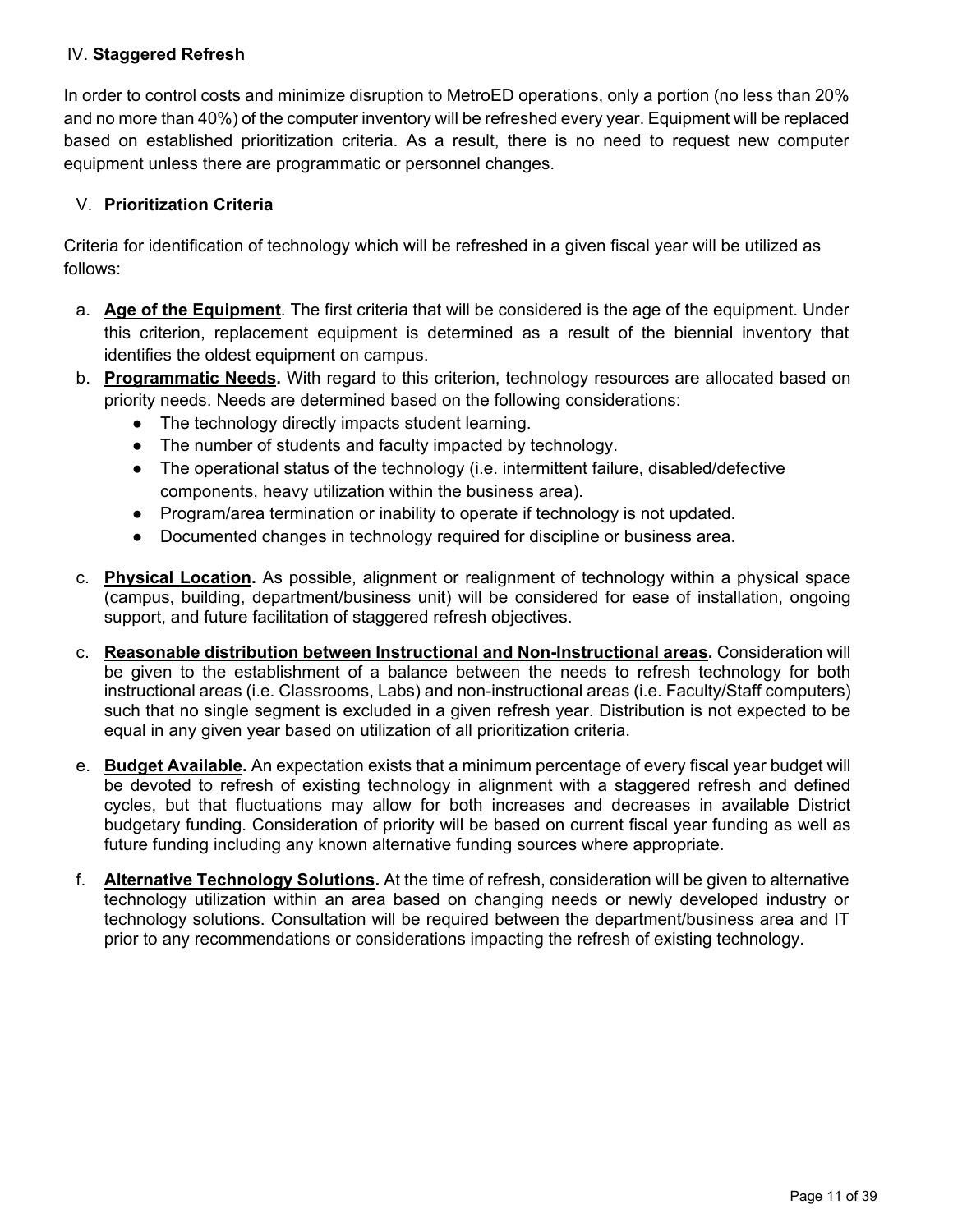## IV. Staggered Refresh

In order to control costs and minimize disruption to MetroED operations, only a portion (no less than 20% and no more than 40%) of the computer inventory will be refreshed every year. Equipment will be replaced based on established prioritization criteria. As a result, there is no need to request new computer equipment unless there are programmatic or personnel changes.

## V. Prioritization Criteria

Criteria for identification of technology which will be refreshed in a given fiscal year will be utilized as follows:

a. **Age of the Equipment**. The first criteria that will be considered is the age of the equipment. Under this criterion, replacement equipment is determined as a result of the biennial inventory that identifies the oldest equipment on campus.

b. **Programmatic Needs.** With regard to this criterion, technology resources are allocated based on priority needs. Needs are determined based on the following considerations:
   - The technology directly impacts student learning.
   - The number of students and faculty impacted by technology.
   - The operational status of the technology (i.e. intermittent failure, disabled/defective components, heavy utilization within the business area).
   - Program/area termination or inability to operate if technology is not updated.
   - Documented changes in technology required for discipline or business area.

c. **Physical Location.** As possible, alignment or realignment of technology within a physical space (campus, building, department/business unit) will be considered for ease of installation, ongoing support, and future facilitation of staggered refresh objectives.

c. **Reasonable distribution between Instructional and Non-Instructional areas.** Consideration will be given to the establishment of a balance between the needs to refresh technology for both instructional areas (i.e. Classrooms, Labs) and non-instructional areas (i.e. Faculty/Staff computers) such that no single segment is excluded in a given refresh year. Distribution is not expected to be equal in any given year based on utilization of all prioritization criteria.

e. **Budget Available.** An expectation exists that a minimum percentage of every fiscal year budget will be devoted to refresh of existing technology in alignment with a staggered refresh and defined cycles, but that fluctuations may allow for both increases and decreases in available District budgetary funding. Consideration of priority will be based on current fiscal year funding as well as future funding including any known alternative funding sources where appropriate.

f. **Alternative Technology Solutions.** At the time of refresh, consideration will be given to alternative technology utilization within an area based on changing needs or newly developed industry or technology solutions. Consultation will be required between the department/business area and IT prior to any recommendations or considerations impacting the refresh of existing technology.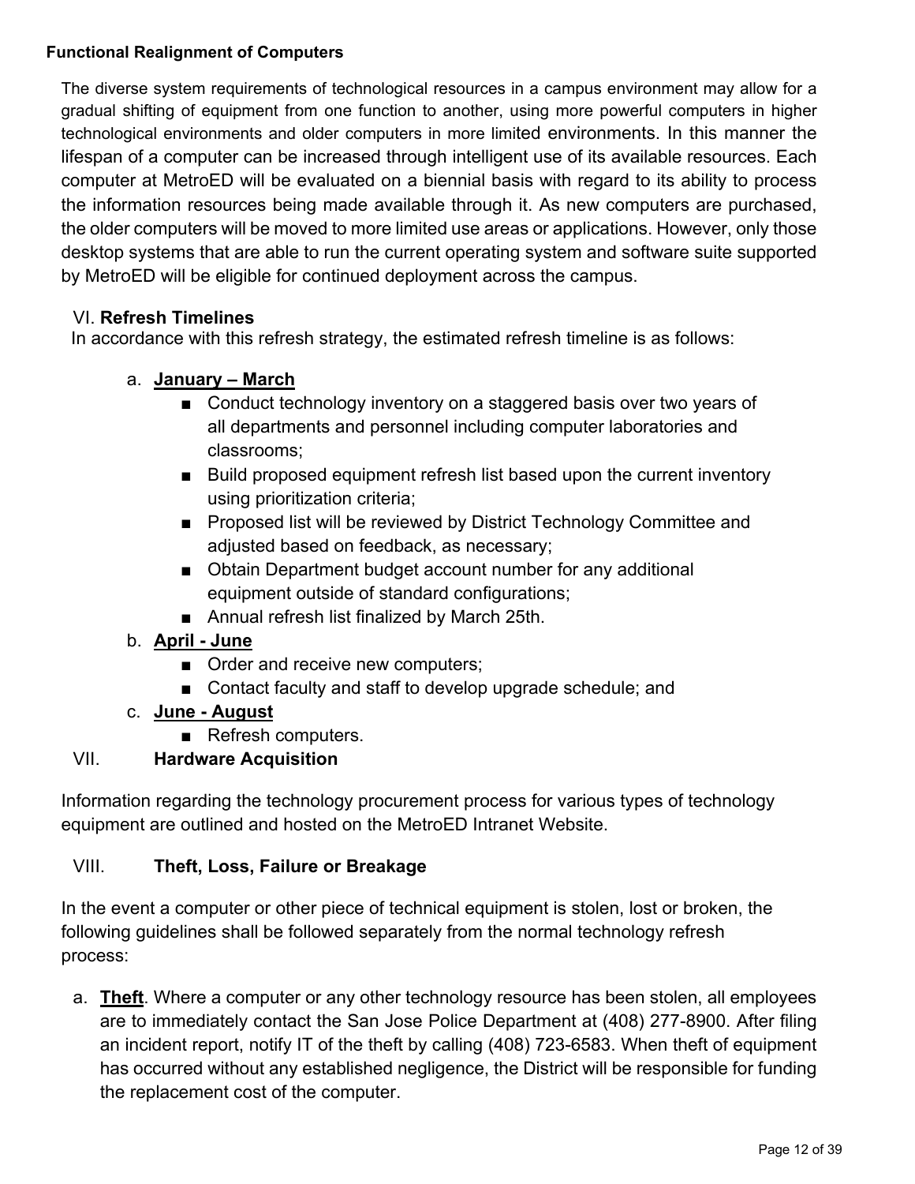**Functional Realignment of Computers**

The diverse system requirements of technological resources in a campus environment may allow for a gradual shifting of equipment from one function to another, using more powerful computers in higher technological environments and older computers in more limited environments. In this manner the lifespan of a computer can be increased through intelligent use of its available resources. Each computer at MetroED will be evaluated on a biennial basis with regard to its ability to process the information resources being made available through it. As new computers are purchased, the older computers will be moved to more limited use areas or applications. However, only those desktop systems that are able to run the current operating system and software suite supported by MetroED will be eligible for continued deployment across the campus.

## VI. Refresh Timelines

In accordance with this refresh strategy, the estimated refresh timeline is as follows:

a. **January – March**
   - Conduct technology inventory on a staggered basis over two years of all departments and personnel including computer laboratories and classrooms;
   - Build proposed equipment refresh list based upon the current inventory using prioritization criteria;
   - Proposed list will be reviewed by District Technology Committee and adjusted based on feedback, as necessary;
   - Obtain Department budget account number for any additional equipment outside of standard configurations;
   - Annual refresh list finalized by March 25th.

b. **April - June**
   - Order and receive new computers;
   - Contact faculty and staff to develop upgrade schedule; and

c. **June - August**
   - Refresh computers.

## VII. Hardware Acquisition

Information regarding the technology procurement process for various types of technology equipment are outlined and hosted on the MetroED Intranet Website.

## VIII. Theft, Loss, Failure or Breakage

In the event a computer or other piece of technical equipment is stolen, lost or broken, the following guidelines shall be followed separately from the normal technology refresh process:

a. **Theft**. Where a computer or any other technology resource has been stolen, all employees are to immediately contact the San Jose Police Department at (408) 277-8900. After filing an incident report, notify IT of the theft by calling (408) 723-6583. When theft of equipment has occurred without any established negligence, the District will be responsible for funding the replacement cost of the computer.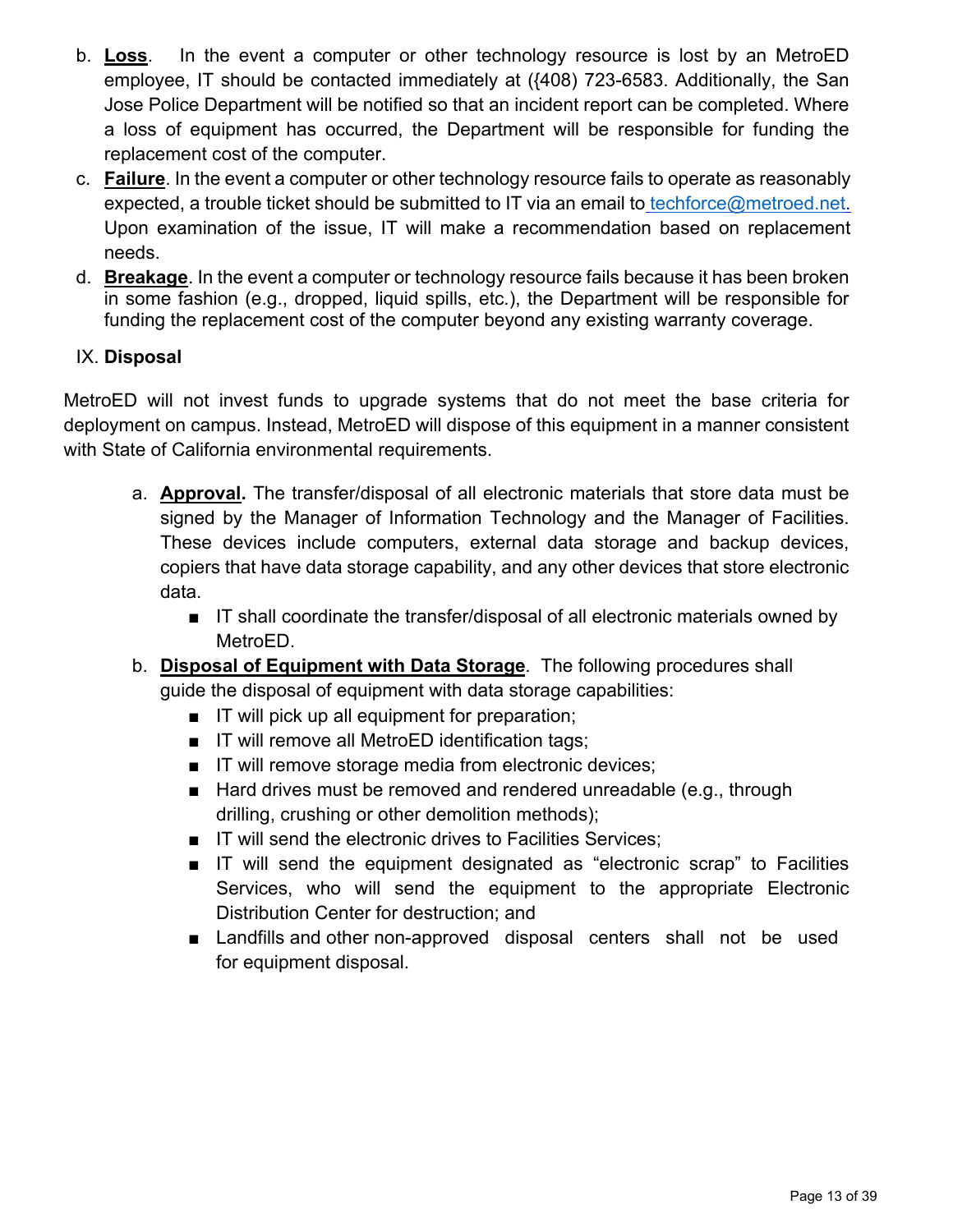b. **<u>Loss</u>**. In the event a computer or other technology resource is lost by an MetroED employee, IT should be contacted immediately at ({408) 723-6583. Additionally, the San Jose Police Department will be notified so that an incident report can be completed. Where a loss of equipment has occurred, the Department will be responsible for funding the replacement cost of the computer.

c. **<u>Failure</u>**. In the event a computer or other technology resource fails to operate as reasonably expected, a trouble ticket should be submitted to IT via an email to techforce@metroed.net. Upon examination of the issue, IT will make a recommendation based on replacement needs.

d. **<u>Breakage</u>**. In the event a computer or technology resource fails because it has been broken in some fashion (e.g., dropped, liquid spills, etc.), the Department will be responsible for funding the replacement cost of the computer beyond any existing warranty coverage.

## IX. **Disposal**

MetroED will not invest funds to upgrade systems that do not meet the base criteria for deployment on campus. Instead, MetroED will dispose of this equipment in a manner consistent with State of California environmental requirements.

a. **<u>Approval.</u>** The transfer/disposal of all electronic materials that store data must be signed by the Manager of Information Technology and the Manager of Facilities. These devices include computers, external data storage and backup devices, copiers that have data storage capability, and any other devices that store electronic data.
   - IT shall coordinate the transfer/disposal of all electronic materials owned by MetroED.

b. **<u>Disposal of Equipment with Data Storage</u>**. The following procedures shall guide the disposal of equipment with data storage capabilities:
   - IT will pick up all equipment for preparation;
   - IT will remove all MetroED identification tags;
   - IT will remove storage media from electronic devices;
   - Hard drives must be removed and rendered unreadable (e.g., through drilling, crushing or other demolition methods);
   - IT will send the electronic drives to Facilities Services;
   - IT will send the equipment designated as "electronic scrap" to Facilities Services, who will send the equipment to the appropriate Electronic Distribution Center for destruction; and
   - Landfills and other non-approved disposal centers shall not be used for equipment disposal.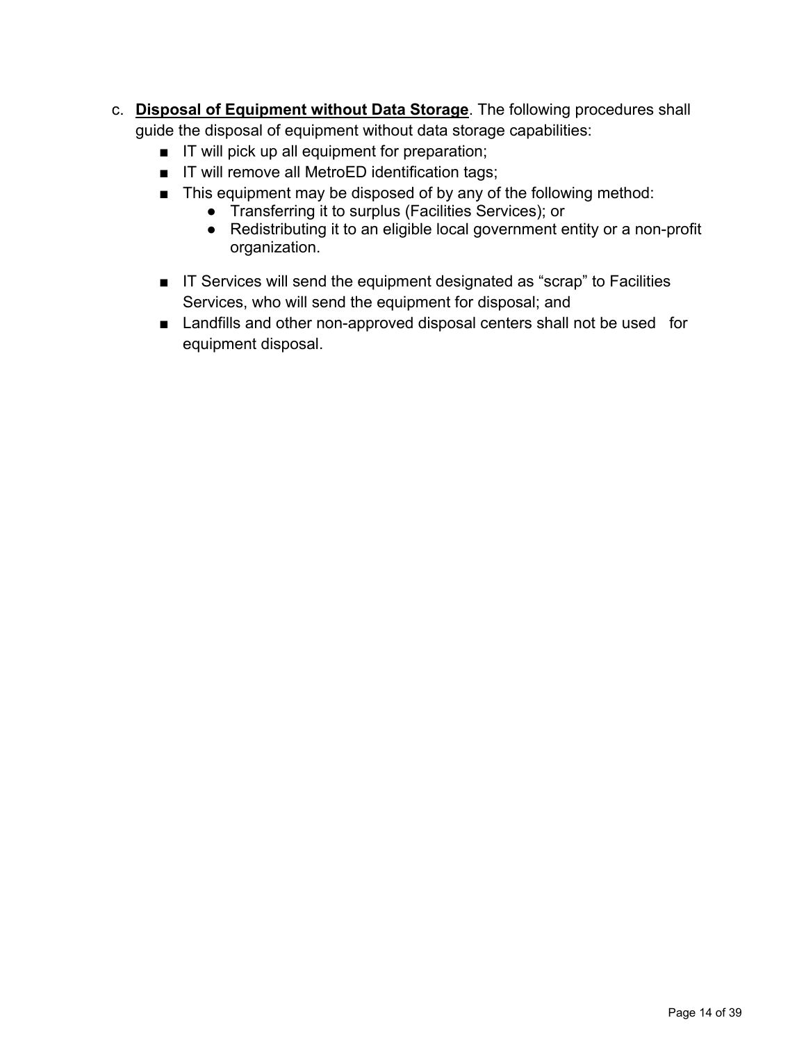c. **<u>Disposal of Equipment without Data Storage</u>**. The following procedures shall guide the disposal of equipment without data storage capabilities:

- IT will pick up all equipment for preparation;
- IT will remove all MetroED identification tags;
- This equipment may be disposed of by any of the following method:
  - Transferring it to surplus (Facilities Services); or
  - Redistributing it to an eligible local government entity or a non-profit organization.
- IT Services will send the equipment designated as "scrap" to Facilities Services, who will send the equipment for disposal; and
- Landfills and other non-approved disposal centers shall not be used for equipment disposal.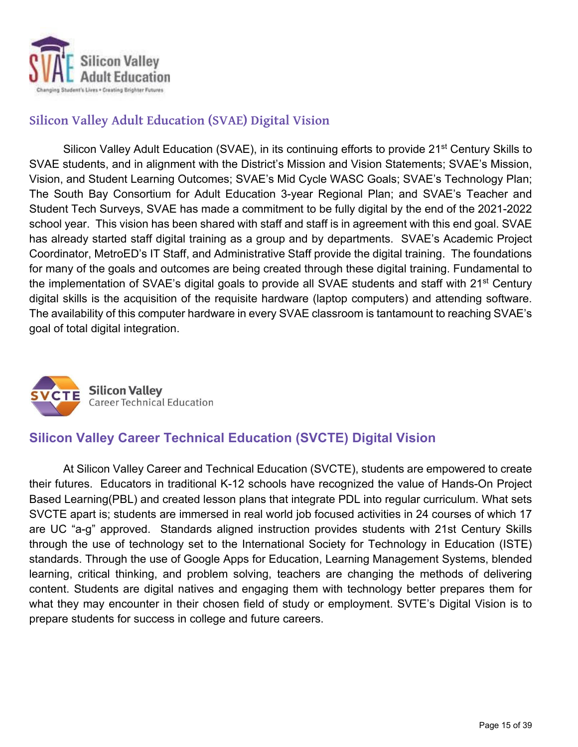Silicon Valley Adult Education

Changing Student's Lives • Creating Brighter Futures

## Silicon Valley Adult Education (SVAE) Digital Vision

Silicon Valley Adult Education (SVAE), in its continuing efforts to provide 21st Century Skills to SVAE students, and in alignment with the District's Mission and Vision Statements; SVAE's Mission, Vision, and Student Learning Outcomes; SVAE's Mid Cycle WASC Goals; SVAE's Technology Plan; The South Bay Consortium for Adult Education 3-year Regional Plan; and SVAE's Teacher and Student Tech Surveys, SVAE has made a commitment to be fully digital by the end of the 2021-2022 school year. This vision has been shared with staff and staff is in agreement with this end goal. SVAE has already started staff digital training as a group and by departments. SVAE's Academic Project Coordinator, MetroED's IT Staff, and Administrative Staff provide the digital training. The foundations for many of the goals and outcomes are being created through these digital training. Fundamental to the implementation of SVAE's digital goals to provide all SVAE students and staff with 21st Century digital skills is the acquisition of the requisite hardware (laptop computers) and attending software. The availability of this computer hardware in every SVAE classroom is tantamount to reaching SVAE's goal of total digital integration.

SVCTE Silicon Valley Career Technical Education

## Silicon Valley Career Technical Education (SVCTE) Digital Vision

At Silicon Valley Career and Technical Education (SVCTE), students are empowered to create their futures. Educators in traditional K-12 schools have recognized the value of Hands-On Project Based Learning(PBL) and created lesson plans that integrate PDL into regular curriculum. What sets SVCTE apart is; students are immersed in real world job focused activities in 24 courses of which 17 are UC "a-g" approved. Standards aligned instruction provides students with 21st Century Skills through the use of technology set to the International Society for Technology in Education (ISTE) standards. Through the use of Google Apps for Education, Learning Management Systems, blended learning, critical thinking, and problem solving, teachers are changing the methods of delivering content. Students are digital natives and engaging them with technology better prepares them for what they may encounter in their chosen field of study or employment. SVTE's Digital Vision is to prepare students for success in college and future careers.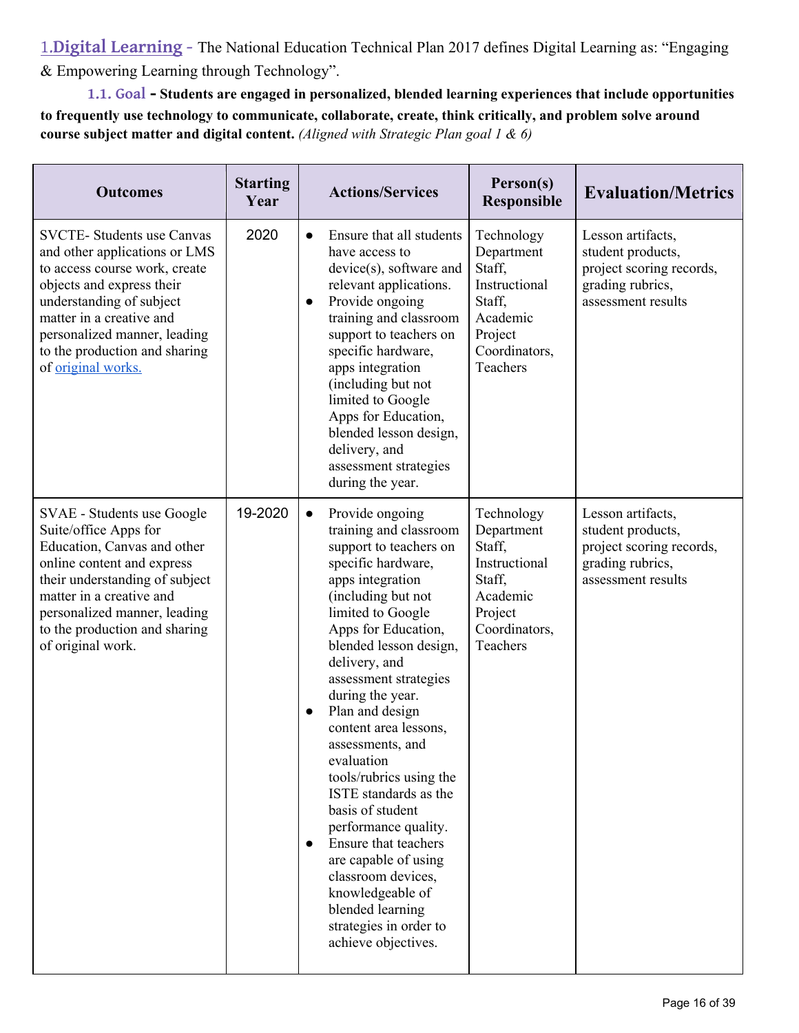## 1. Digital Learning - The National Education Technical Plan 2017 defines Digital Learning as: "Engaging & Empowering Learning through Technology".

### 1.1. Goal - **Students are engaged in personalized, blended learning experiences that include opportunities to frequently use technology to communicate, collaborate, create, think critically, and problem solve around course subject matter and digital content.** *(Aligned with Strategic Plan goal 1 & 6)*

| Outcomes | Starting Year | Actions/Services | Person(s) Responsible | Evaluation/Metrics |
|---|---|---|---|---|
| SVCTE- Students use Canvas and other applications or LMS to access course work, create objects and express their understanding of subject matter in a creative and personalized manner, leading to the production and sharing of original works. | 2020 | • Ensure that all students have access to device(s), software and relevant applications.<br>• Provide ongoing training and classroom support to teachers on specific hardware, apps integration (including but not limited to Google Apps for Education, blended lesson design, delivery, and assessment strategies during the year. | Technology Department Staff, Instructional Staff, Academic Project Coordinators, Teachers | Lesson artifacts, student products, project scoring records, grading rubrics, assessment results |
| SVAE - Students use Google Suite/office Apps for Education, Canvas and other online content and express their understanding of subject matter in a creative and personalized manner, leading to the production and sharing of original work. | 19-2020 | • Provide ongoing training and classroom support to teachers on specific hardware, apps integration (including but not limited to Google Apps for Education, blended lesson design, delivery, and assessment strategies during the year.<br>• Plan and design content area lessons, assessments, and evaluation tools/rubrics using the ISTE standards as the basis of student performance quality.<br>• Ensure that teachers are capable of using classroom devices, knowledgeable of blended learning strategies in order to achieve objectives. | Technology Department Staff, Instructional Staff, Academic Project Coordinators, Teachers | Lesson artifacts, student products, project scoring records, grading rubrics, assessment results |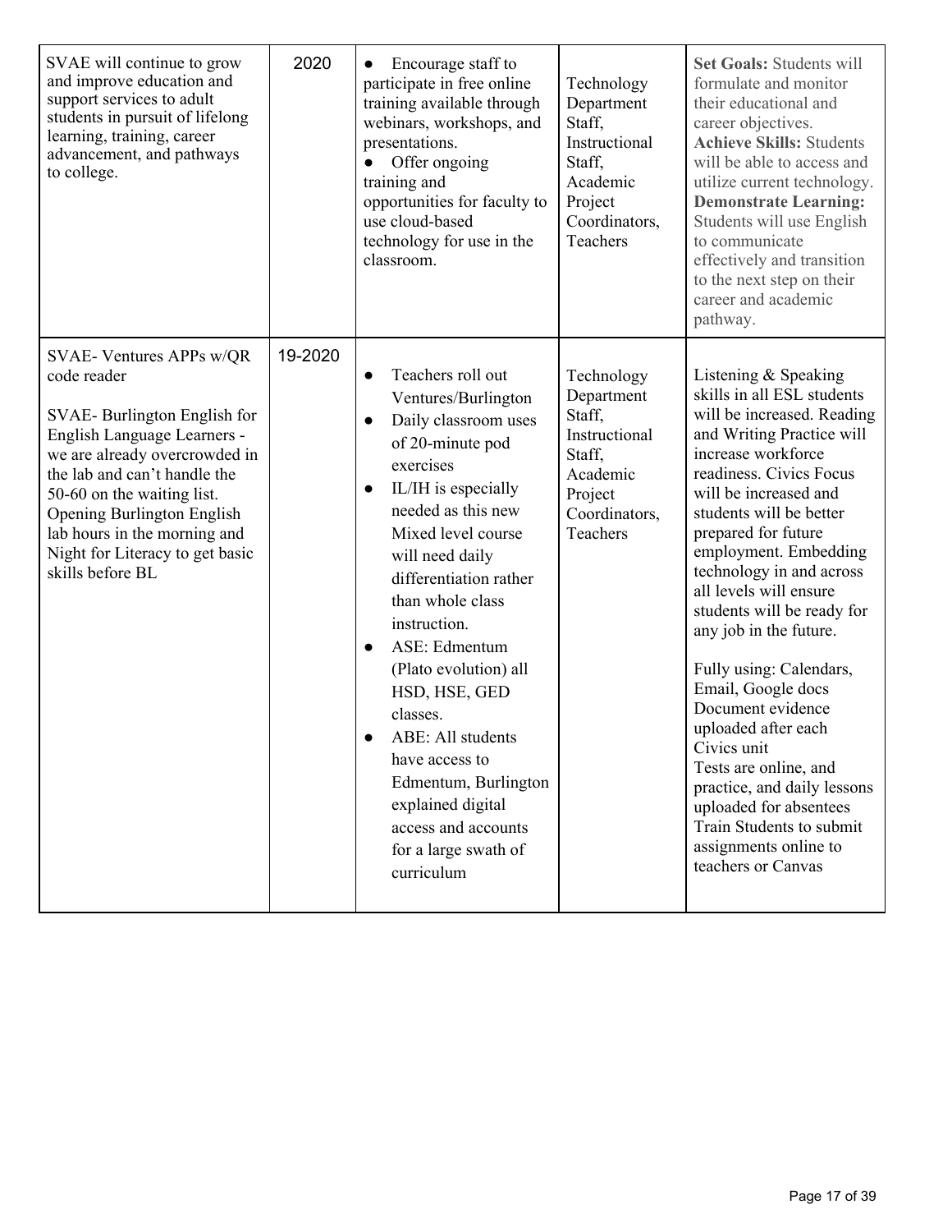| | | | | |
|---|---|---|---|---|
| SVAE will continue to grow and improve education and support services to adult students in pursuit of lifelong learning, training, career advancement, and pathways to college. | 2020 | • Encourage staff to participate in free online training available through webinars, workshops, and presentations.<br>• Offer ongoing training and opportunities for faculty to use cloud-based technology for use in the classroom. | Technology Department Staff, Instructional Staff, Academic Project Coordinators, Teachers | **Set Goals:** Students will formulate and monitor their educational and career objectives.<br>**Achieve Skills:** Students will be able to access and utilize current technology.<br>**Demonstrate Learning:** Students will use English to communicate effectively and transition to the next step on their career and academic pathway. |
| SVAE- Ventures APPs w/QR code reader<br><br>SVAE- Burlington English for English Language Learners - we are already overcrowded in the lab and can't handle the 50-60 on the waiting list. Opening Burlington English lab hours in the morning and Night for Literacy to get basic skills before BL | 19-2020 | • Teachers roll out Ventures/Burlington<br>• Daily classroom uses of 20-minute pod exercises<br>• IL/IH is especially needed as this new Mixed level course will need daily differentiation rather than whole class instruction.<br>• ASE: Edmentum (Plato evolution) all HSD, HSE, GED classes.<br>• ABE: All students have access to Edmentum, Burlington explained digital access and accounts for a large swath of curriculum | Technology Department Staff, Instructional Staff, Academic Project Coordinators, Teachers | Listening & Speaking skills in all ESL students will be increased. Reading and Writing Practice will increase workforce readiness. Civics Focus will be increased and students will be better prepared for future employment. Embedding technology in and across all levels will ensure students will be ready for any job in the future.<br><br>Fully using: Calendars, Email, Google docs Document evidence uploaded after each Civics unit<br>Tests are online, and practice, and daily lessons uploaded for absentees<br>Train Students to submit assignments online to teachers or Canvas |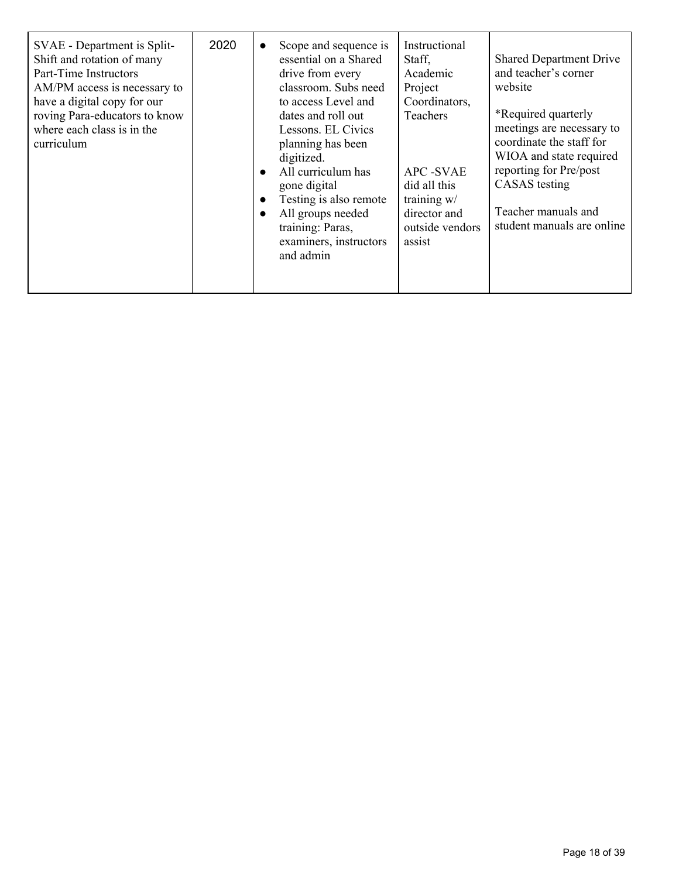| | | | | |
|---|---|---|---|---|
| SVAE - Department is Split-Shift and rotation of many Part-Time Instructors AM/PM access is necessary to have a digital copy for our roving Para-educators to know where each class is in the curriculum | 2020 | • Scope and sequence is essential on a Shared drive from every classroom. Subs need to access Level and dates and roll out Lessons. EL Civics planning has been digitized.<br>• All curriculum has gone digital<br>• Testing is also remote<br>• All groups needed training: Paras, examiners, instructors and admin | Instructional Staff, Academic Project Coordinators, Teachers<br><br>APC -SVAE did all this training w/ director and outside vendors assist | Shared Department Drive and teacher's corner website<br><br>*Required quarterly meetings are necessary to coordinate the staff for WIOA and state required reporting for Pre/post CASAS testing<br><br>Teacher manuals and student manuals are online |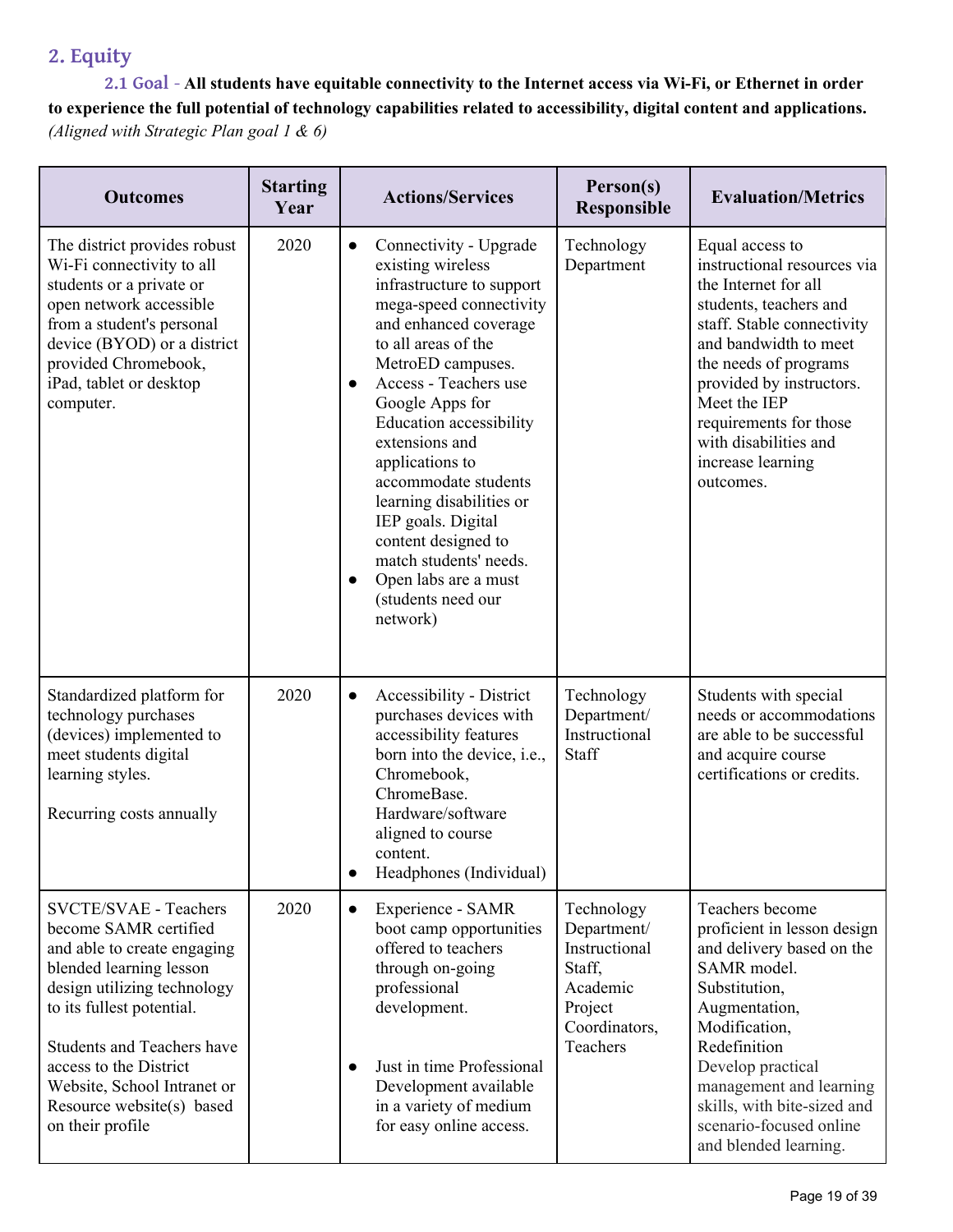## 2. Equity

**2.1 Goal - All students have equitable connectivity to the Internet access via Wi-Fi, or Ethernet in order to experience the full potential of technology capabilities related to accessibility, digital content and applications.** *(Aligned with Strategic Plan goal 1 & 6)*

| Outcomes | Starting Year | Actions/Services | Person(s) Responsible | Evaluation/Metrics |
|---|---|---|---|---|
| The district provides robust Wi-Fi connectivity to all students or a private or open network accessible from a student's personal device (BYOD) or a district provided Chromebook, iPad, tablet or desktop computer. | 2020 | • Connectivity - Upgrade existing wireless infrastructure to support mega-speed connectivity and enhanced coverage to all areas of the MetroED campuses.<br>• Access - Teachers use Google Apps for Education accessibility extensions and applications to accommodate students learning disabilities or IEP goals. Digital content designed to match students' needs.<br>• Open labs are a must (students need our network) | Technology Department | Equal access to instructional resources via the Internet for all students, teachers and staff. Stable connectivity and bandwidth to meet the needs of programs provided by instructors. Meet the IEP requirements for those with disabilities and increase learning outcomes. |
| Standardized platform for technology purchases (devices) implemented to meet students digital learning styles.<br><br>Recurring costs annually | 2020 | • Accessibility - District purchases devices with accessibility features born into the device, i.e., Chromebook, ChromeBase. Hardware/software aligned to course content.<br>• Headphones (Individual) | Technology Department/ Instructional Staff | Students with special needs or accommodations are able to be successful and acquire course certifications or credits. |
| SVCTE/SVAE - Teachers become SAMR certified and able to create engaging blended learning lesson design utilizing technology to its fullest potential.<br><br>Students and Teachers have access to the District Website, School Intranet or Resource website(s) based on their profile | 2020 | • Experience - SAMR boot camp opportunities offered to teachers through on-going professional development.<br><br>• Just in time Professional Development available in a variety of medium for easy online access. | Technology Department/ Instructional Staff, Academic Project Coordinators, Teachers | Teachers become proficient in lesson design and delivery based on the SAMR model. Substitution, Augmentation, Modification, Redefinition<br>Develop practical management and learning skills, with bite-sized and scenario-focused online and blended learning. |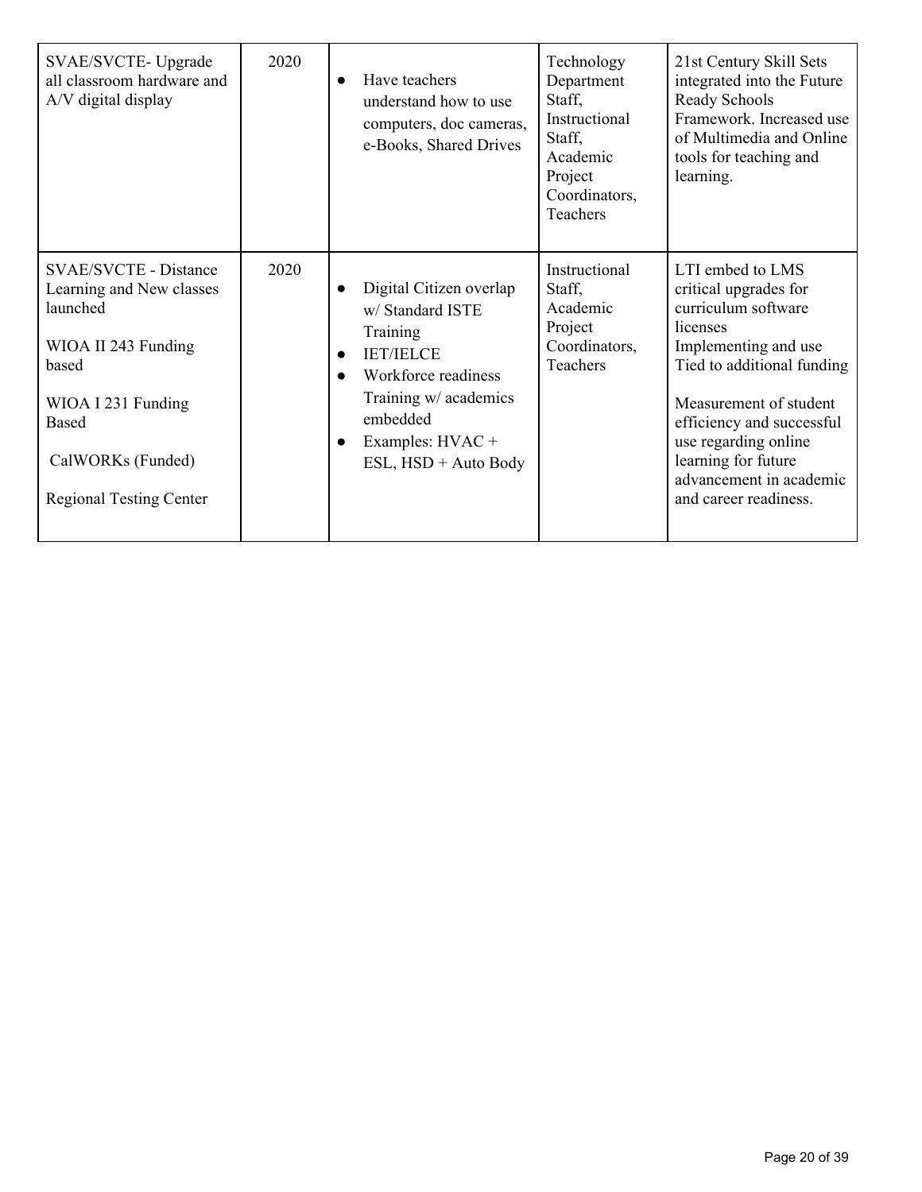| | | | | |
|---|---|---|---|---|
| SVAE/SVCTE- Upgrade all classroom hardware and A/V digital display | 2020 | • Have teachers understand how to use computers, doc cameras, e-Books, Shared Drives | Technology Department Staff, Instructional Staff, Academic Project Coordinators, Teachers | 21st Century Skill Sets integrated into the Future Ready Schools Framework. Increased use of Multimedia and Online tools for teaching and learning. |
| SVAE/SVCTE - Distance Learning and New classes launched<br><br>WIOA II 243 Funding based<br><br>WIOA I 231 Funding Based<br><br>CalWORKs (Funded)<br><br>Regional Testing Center | 2020 | • Digital Citizen overlap w/ Standard ISTE Training<br>• IET/IELCE<br>• Workforce readiness Training w/ academics embedded<br>• Examples: HVAC + ESL, HSD + Auto Body | Instructional Staff, Academic Project Coordinators, Teachers | LTI embed to LMS critical upgrades for curriculum software licenses<br>Implementing and use<br>Tied to additional funding<br><br>Measurement of student efficiency and successful use regarding online learning for future advancement in academic and career readiness. |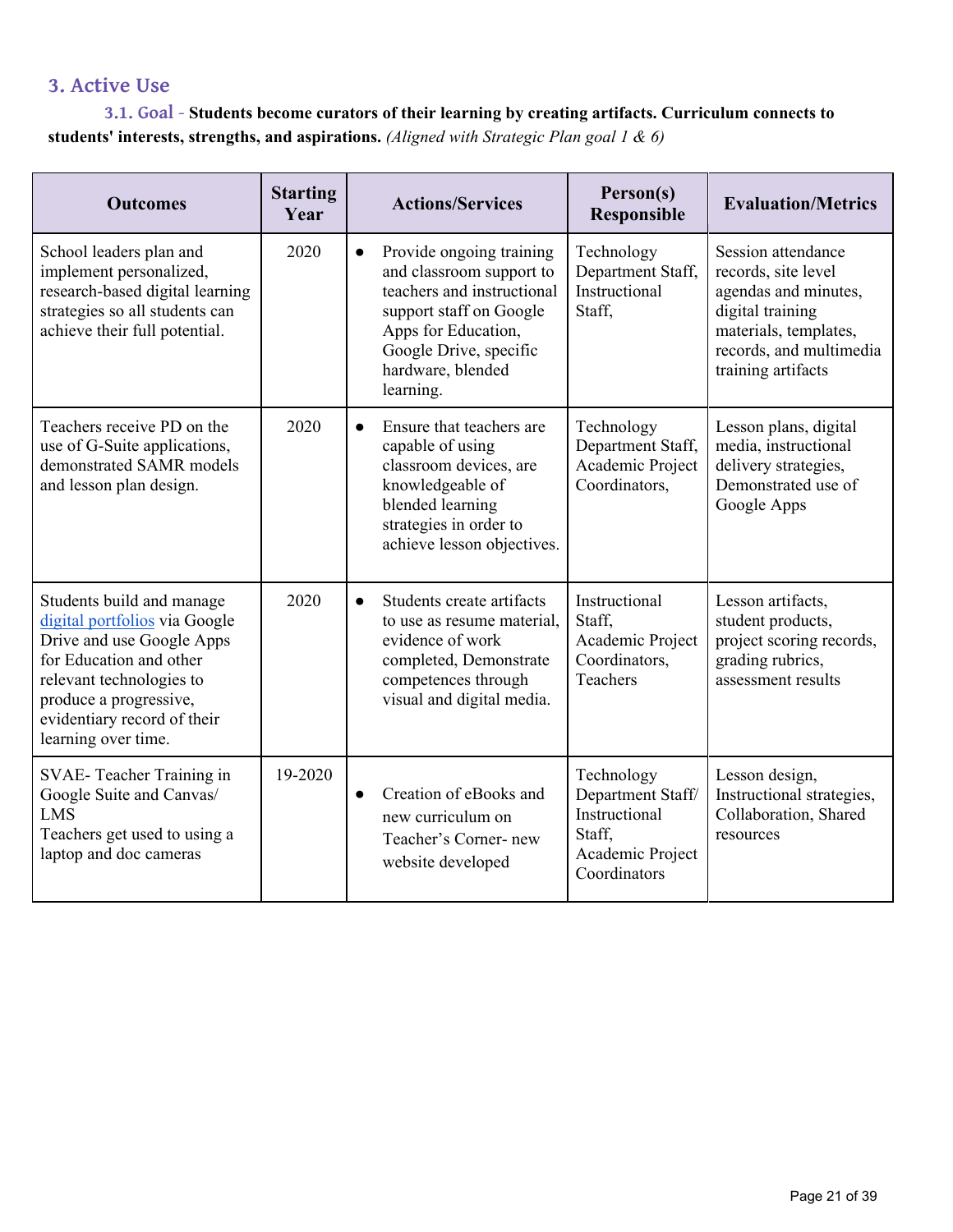## 3. Active Use

### 3.1. Goal - **Students become curators of their learning by creating artifacts. Curriculum connects to students' interests, strengths, and aspirations.** *(Aligned with Strategic Plan goal 1 & 6)*

| Outcomes | Starting Year | Actions/Services | Person(s) Responsible | Evaluation/Metrics |
|---|---|---|---|---|
| School leaders plan and implement personalized, research-based digital learning strategies so all students can achieve their full potential. | 2020 | • Provide ongoing training and classroom support to teachers and instructional support staff on Google Apps for Education, Google Drive, specific hardware, blended learning. | Technology Department Staff, Instructional Staff, | Session attendance records, site level agendas and minutes, digital training materials, templates, records, and multimedia training artifacts |
| Teachers receive PD on the use of G-Suite applications, demonstrated SAMR models and lesson plan design. | 2020 | • Ensure that teachers are capable of using classroom devices, are knowledgeable of blended learning strategies in order to achieve lesson objectives. | Technology Department Staff, Academic Project Coordinators, | Lesson plans, digital media, instructional delivery strategies, Demonstrated use of Google Apps |
| Students build and manage digital portfolios via Google Drive and use Google Apps for Education and other relevant technologies to produce a progressive, evidentiary record of their learning over time. | 2020 | • Students create artifacts to use as resume material, evidence of work completed, Demonstrate competences through visual and digital media. | Instructional Staff, Academic Project Coordinators, Teachers | Lesson artifacts, student products, project scoring records, grading rubrics, assessment results |
| SVAE- Teacher Training in Google Suite and Canvas/ LMS<br>Teachers get used to using a laptop and doc cameras | 19-2020 | • Creation of eBooks and new curriculum on Teacher's Corner- new website developed | Technology Department Staff/ Instructional Staff, Academic Project Coordinators | Lesson design, Instructional strategies, Collaboration, Shared resources |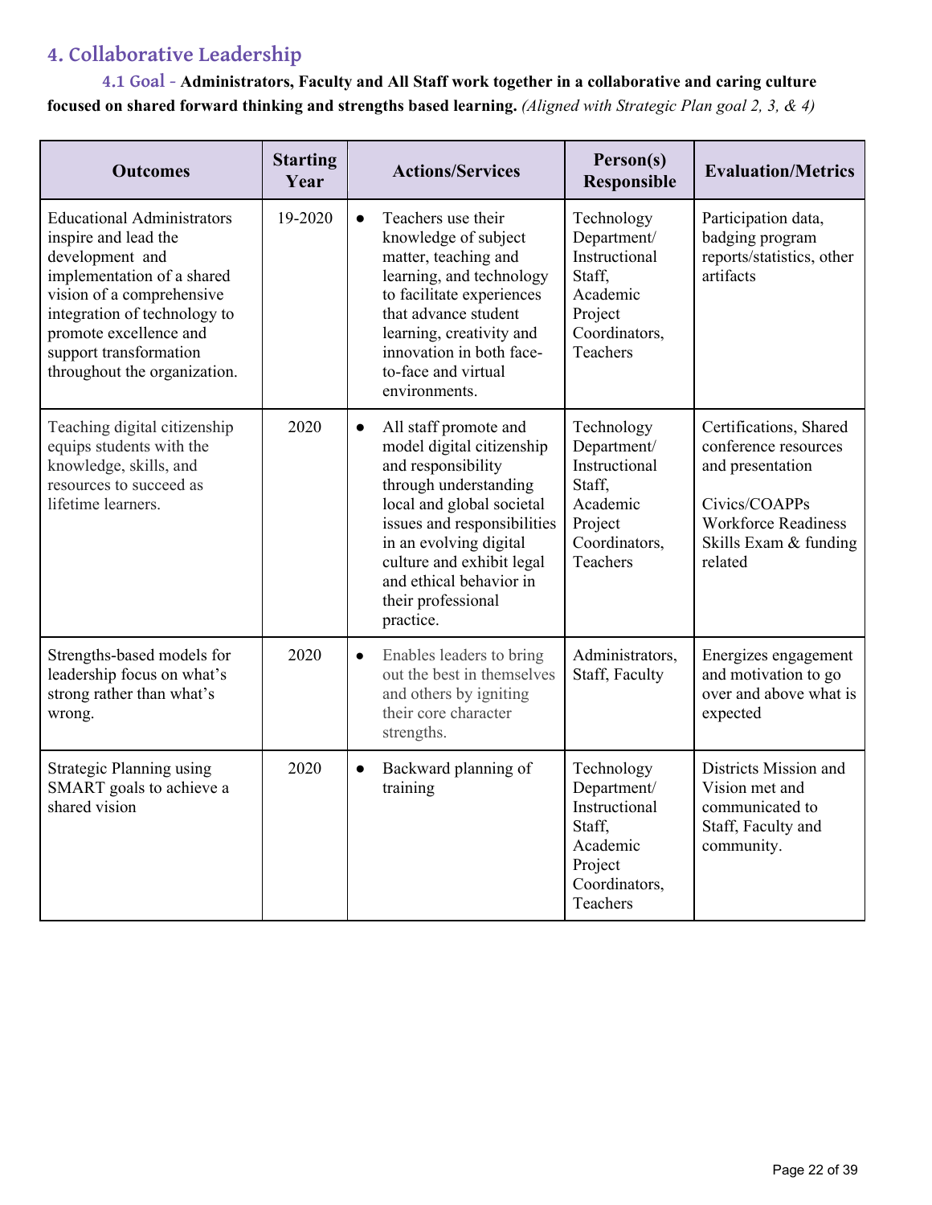## 4. Collaborative Leadership

### 4.1 Goal - **Administrators, Faculty and All Staff work together in a collaborative and caring culture focused on shared forward thinking and strengths based learning.** *(Aligned with Strategic Plan goal 2, 3, & 4)*

| Outcomes | Starting Year | Actions/Services | Person(s) Responsible | Evaluation/Metrics |
|---|---|---|---|---|
| Educational Administrators inspire and lead the development and implementation of a shared vision of a comprehensive integration of technology to promote excellence and support transformation throughout the organization. | 19-2020 | • Teachers use their knowledge of subject matter, teaching and learning, and technology to facilitate experiences that advance student learning, creativity and innovation in both face-to-face and virtual environments. | Technology Department/ Instructional Staff, Academic Project Coordinators, Teachers | Participation data, badging program reports/statistics, other artifacts |
| Teaching digital citizenship equips students with the knowledge, skills, and resources to succeed as lifetime learners. | 2020 | • All staff promote and model digital citizenship and responsibility through understanding local and global societal issues and responsibilities in an evolving digital culture and exhibit legal and ethical behavior in their professional practice. | Technology Department/ Instructional Staff, Academic Project Coordinators, Teachers | Certifications, Shared conference resources and presentation<br><br>Civics/COAPPs Workforce Readiness Skills Exam & funding related |
| Strengths-based models for leadership focus on what's strong rather than what's wrong. | 2020 | • Enables leaders to bring out the best in themselves and others by igniting their core character strengths. | Administrators, Staff, Faculty | Energizes engagement and motivation to go over and above what is expected |
| Strategic Planning using SMART goals to achieve a shared vision | 2020 | • Backward planning of training | Technology Department/ Instructional Staff, Academic Project Coordinators, Teachers | Districts Mission and Vision met and communicated to Staff, Faculty and community. |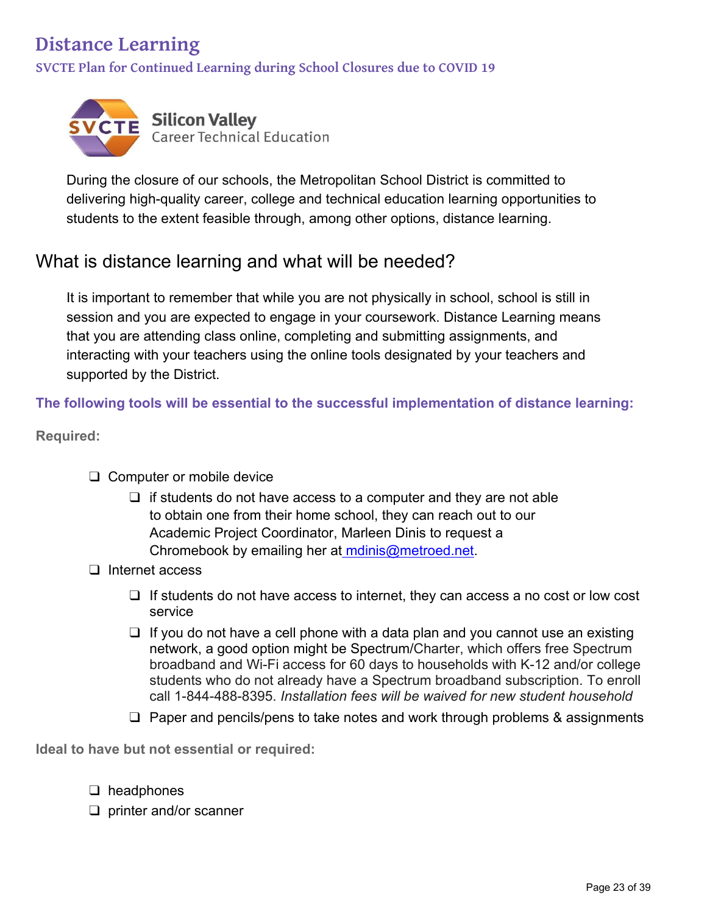# Distance Learning

## SVCTE Plan for Continued Learning during School Closures due to COVID 19

Silicon Valley
Career Technical Education

During the closure of our schools, the Metropolitan School District is committed to delivering high-quality career, college and technical education learning opportunities to students to the extent feasible through, among other options, distance learning.

## What is distance learning and what will be needed?

It is important to remember that while you are not physically in school, school is still in session and you are expected to engage in your coursework. Distance Learning means that you are attending class online, completing and submitting assignments, and interacting with your teachers using the online tools designated by your teachers and supported by the District.

**The following tools will be essential to the successful implementation of distance learning:**

**Required:**

- ❑ Computer or mobile device
  - ❑ if students do not have access to a computer and they are not able to obtain one from their home school, they can reach out to our Academic Project Coordinator, Marleen Dinis to request a Chromebook by emailing her at mdinis@metroed.net.
- ❑ Internet access
  - ❑ If students do not have access to internet, they can access a no cost or low cost service
  - ❑ If you do not have a cell phone with a data plan and you cannot use an existing network, a good option might be Spectrum/Charter, which offers free Spectrum broadband and Wi-Fi access for 60 days to households with K-12 and/or college students who do not already have a Spectrum broadband subscription. To enroll call 1-844-488-8395. *Installation fees will be waived for new student household*
  - ❑ Paper and pencils/pens to take notes and work through problems & assignments

**Ideal to have but not essential or required:**

- ❑ headphones
- ❑ printer and/or scanner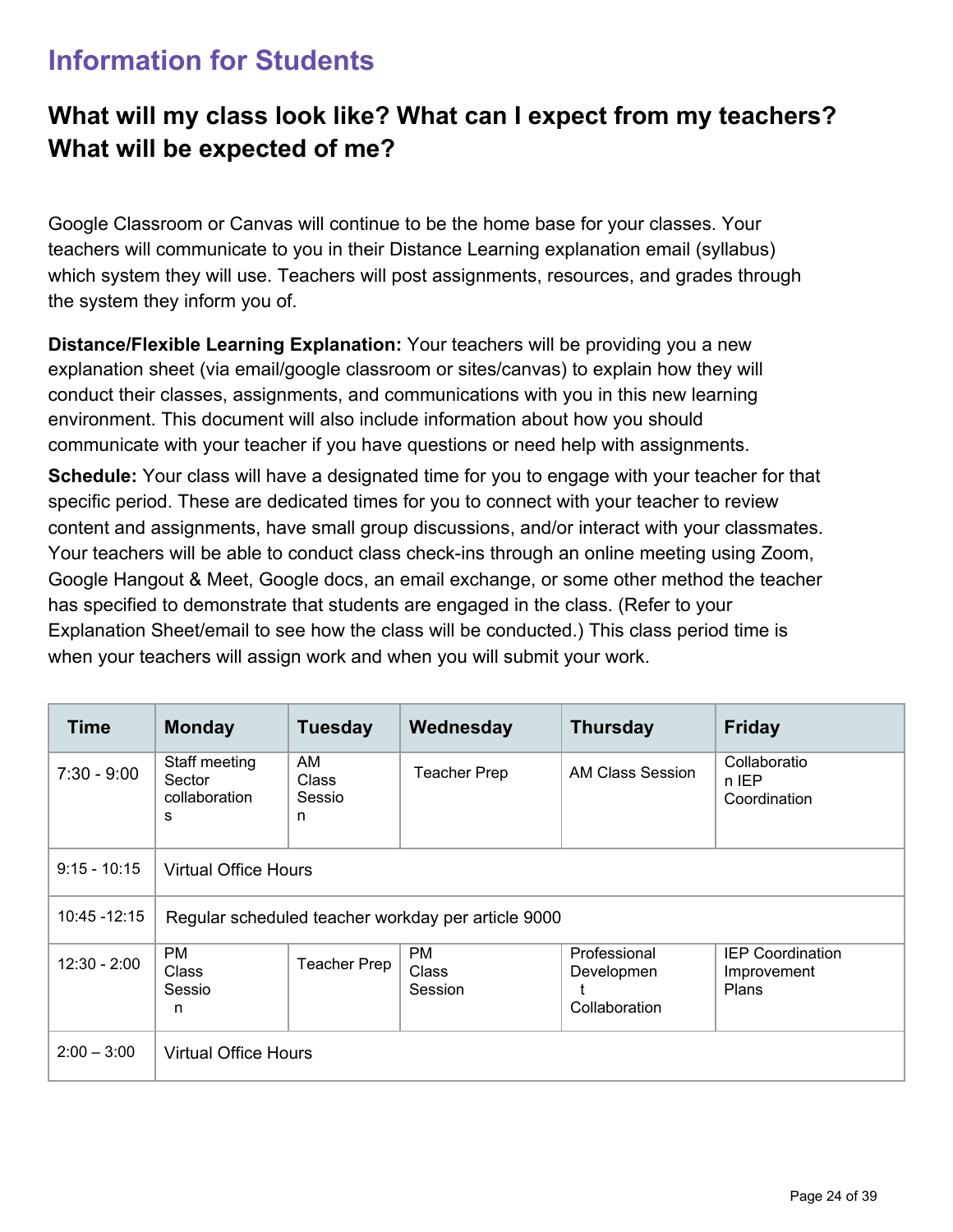# Information for Students

## What will my class look like? What can I expect from my teachers? What will be expected of me?

Google Classroom or Canvas will continue to be the home base for your classes. Your teachers will communicate to you in their Distance Learning explanation email (syllabus) which system they will use. Teachers will post assignments, resources, and grades through the system they inform you of.

**Distance/Flexible Learning Explanation:** Your teachers will be providing you a new explanation sheet (via email/google classroom or sites/canvas) to explain how they will conduct their classes, assignments, and communications with you in this new learning environment. This document will also include information about how you should communicate with your teacher if you have questions or need help with assignments.

**Schedule:** Your class will have a designated time for you to engage with your teacher for that specific period. These are dedicated times for you to connect with your teacher to review content and assignments, have small group discussions, and/or interact with your classmates. Your teachers will be able to conduct class check-ins through an online meeting using Zoom, Google Hangout & Meet, Google docs, an email exchange, or some other method the teacher has specified to demonstrate that students are engaged in the class. (Refer to your Explanation Sheet/email to see how the class will be conducted.) This class period time is when your teachers will assign work and when you will submit your work.

| Time | Monday | Tuesday | Wednesday | Thursday | Friday |
|---|---|---|---|---|---|
| 7:30 - 9:00 | Staff meeting Sector collaborations | AM Class Session | Teacher Prep | AM Class Session | Collaboration IEP Coordination |
| 9:15 - 10:15 | Virtual Office Hours | | | | |
| 10:45 -12:15 | Regular scheduled teacher workday per article 9000 | | | | |
| 12:30 - 2:00 | PM Class Session | Teacher Prep | PM Class Session | Professional Development Collaboration | IEP Coordination Improvement Plans |
| 2:00 – 3:00 | Virtual Office Hours | | | | |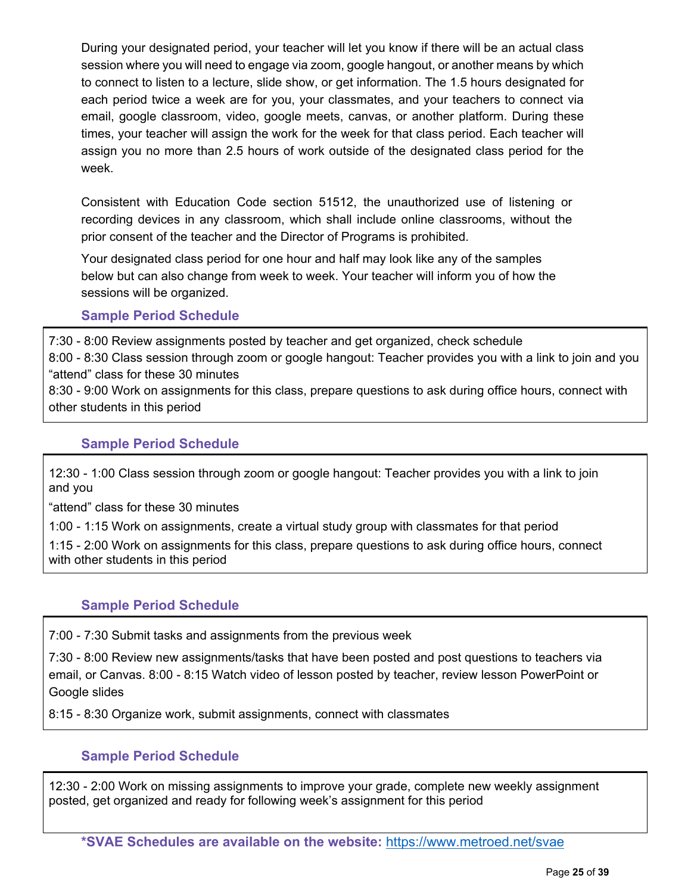During your designated period, your teacher will let you know if there will be an actual class session where you will need to engage via zoom, google hangout, or another means by which to connect to listen to a lecture, slide show, or get information. The 1.5 hours designated for each period twice a week are for you, your classmates, and your teachers to connect via email, google classroom, video, google meets, canvas, or another platform. During these times, your teacher will assign the work for the week for that class period. Each teacher will assign you no more than 2.5 hours of work outside of the designated class period for the week.

Consistent with Education Code section 51512, the unauthorized use of listening or recording devices in any classroom, which shall include online classrooms, without the prior consent of the teacher and the Director of Programs is prohibited.

Your designated class period for one hour and half may look like any of the samples below but can also change from week to week. Your teacher will inform you of how the sessions will be organized.

### Sample Period Schedule

7:30 - 8:00 Review assignments posted by teacher and get organized, check schedule
8:00 - 8:30 Class session through zoom or google hangout: Teacher provides you with a link to join and you "attend" class for these 30 minutes
8:30 - 9:00 Work on assignments for this class, prepare questions to ask during office hours, connect with other students in this period

### Sample Period Schedule

12:30 - 1:00 Class session through zoom or google hangout: Teacher provides you with a link to join and you

"attend" class for these 30 minutes

1:00 - 1:15 Work on assignments, create a virtual study group with classmates for that period

1:15 - 2:00 Work on assignments for this class, prepare questions to ask during office hours, connect with other students in this period

### Sample Period Schedule

7:00 - 7:30 Submit tasks and assignments from the previous week

7:30 - 8:00 Review new assignments/tasks that have been posted and post questions to teachers via email, or Canvas. 8:00 - 8:15 Watch video of lesson posted by teacher, review lesson PowerPoint or Google slides

8:15 - 8:30 Organize work, submit assignments, connect with classmates

### Sample Period Schedule

12:30 - 2:00 Work on missing assignments to improve your grade, complete new weekly assignment posted, get organized and ready for following week's assignment for this period

**\*SVAE Schedules are available on the website:** https://www.metroed.net/svae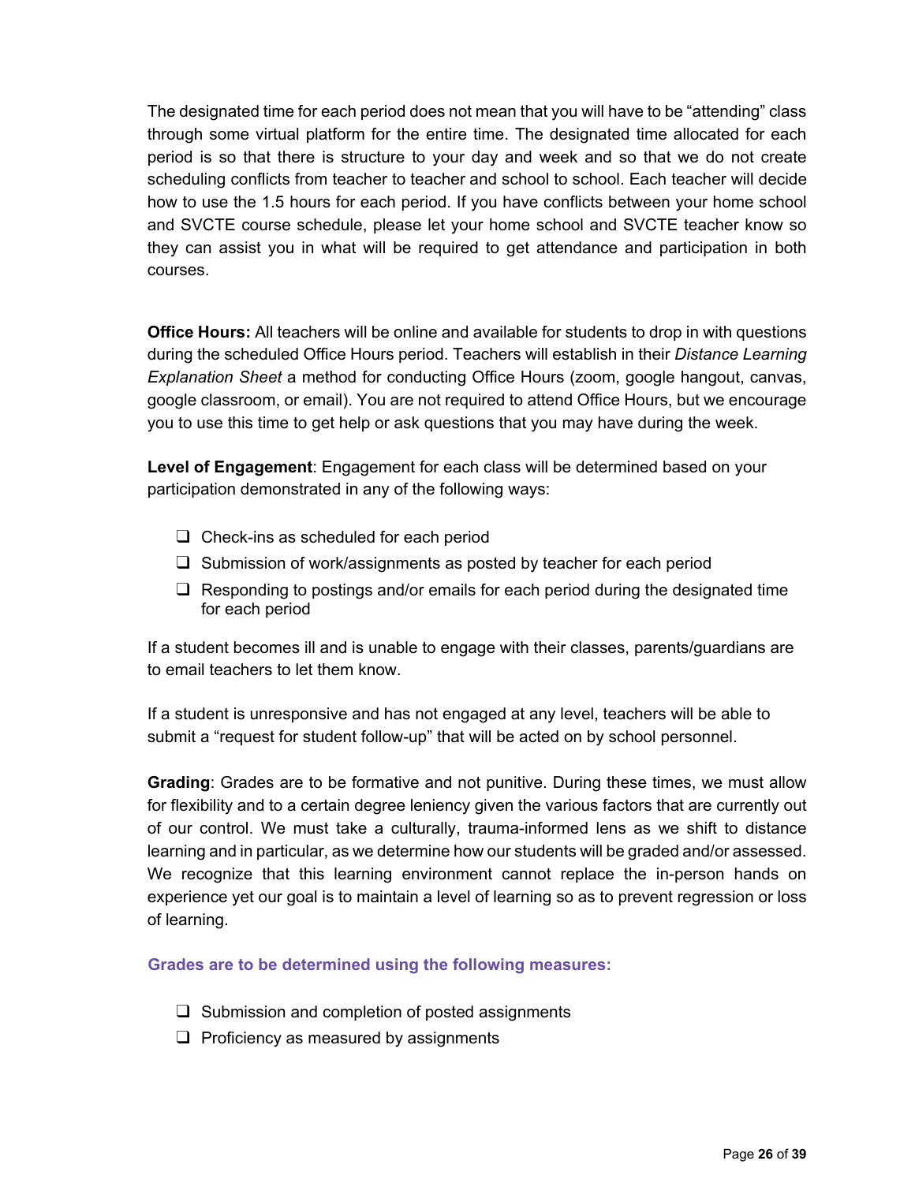The designated time for each period does not mean that you will have to be "attending" class through some virtual platform for the entire time. The designated time allocated for each period is so that there is structure to your day and week and so that we do not create scheduling conflicts from teacher to teacher and school to school. Each teacher will decide how to use the 1.5 hours for each period. If you have conflicts between your home school and SVCTE course schedule, please let your home school and SVCTE teacher know so they can assist you in what will be required to get attendance and participation in both courses.

**Office Hours:** All teachers will be online and available for students to drop in with questions during the scheduled Office Hours period. Teachers will establish in their *Distance Learning Explanation Sheet* a method for conducting Office Hours (zoom, google hangout, canvas, google classroom, or email). You are not required to attend Office Hours, but we encourage you to use this time to get help or ask questions that you may have during the week.

**Level of Engagement**: Engagement for each class will be determined based on your participation demonstrated in any of the following ways:

- ❑ Check-ins as scheduled for each period
- ❑ Submission of work/assignments as posted by teacher for each period
- ❑ Responding to postings and/or emails for each period during the designated time for each period

If a student becomes ill and is unable to engage with their classes, parents/guardians are to email teachers to let them know.

If a student is unresponsive and has not engaged at any level, teachers will be able to submit a "request for student follow-up" that will be acted on by school personnel.

**Grading**: Grades are to be formative and not punitive. During these times, we must allow for flexibility and to a certain degree leniency given the various factors that are currently out of our control. We must take a culturally, trauma-informed lens as we shift to distance learning and in particular, as we determine how our students will be graded and/or assessed. We recognize that this learning environment cannot replace the in-person hands on experience yet our goal is to maintain a level of learning so as to prevent regression or loss of learning.

**Grades are to be determined using the following measures:**

- ❑ Submission and completion of posted assignments
- ❑ Proficiency as measured by assignments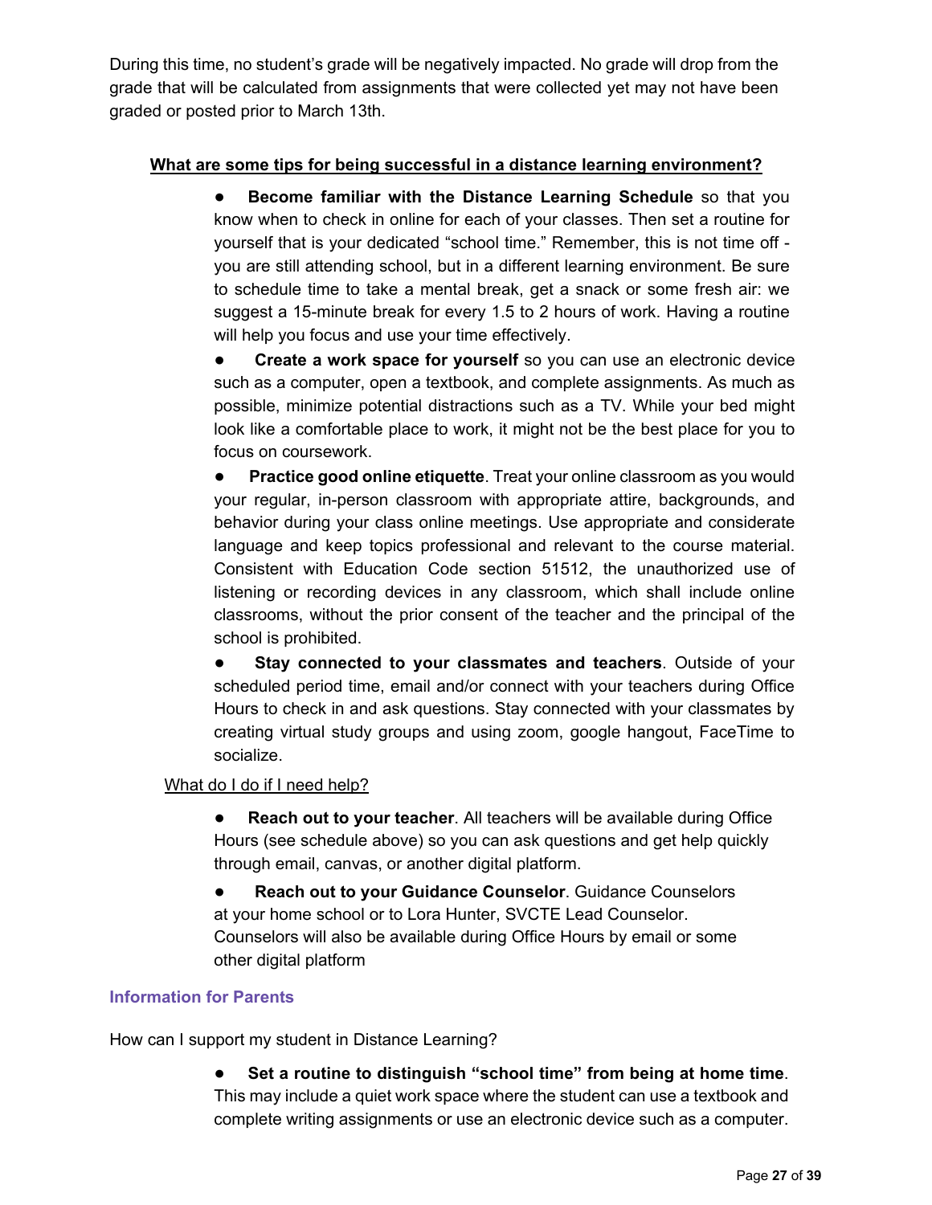During this time, no student's grade will be negatively impacted. No grade will drop from the grade that will be calculated from assignments that were collected yet may not have been graded or posted prior to March 13th.

**<u>What are some tips for being successful in a distance learning environment?</u>**

- **Become familiar with the Distance Learning Schedule** so that you know when to check in online for each of your classes. Then set a routine for yourself that is your dedicated "school time." Remember, this is not time off - you are still attending school, but in a different learning environment. Be sure to schedule time to take a mental break, get a snack or some fresh air: we suggest a 15-minute break for every 1.5 to 2 hours of work. Having a routine will help you focus and use your time effectively.
- **Create a work space for yourself** so you can use an electronic device such as a computer, open a textbook, and complete assignments. As much as possible, minimize potential distractions such as a TV. While your bed might look like a comfortable place to work, it might not be the best place for you to focus on coursework.
- **Practice good online etiquette**. Treat your online classroom as you would your regular, in-person classroom with appropriate attire, backgrounds, and behavior during your class online meetings. Use appropriate and considerate language and keep topics professional and relevant to the course material. Consistent with Education Code section 51512, the unauthorized use of listening or recording devices in any classroom, which shall include online classrooms, without the prior consent of the teacher and the principal of the school is prohibited.
- **Stay connected to your classmates and teachers**. Outside of your scheduled period time, email and/or connect with your teachers during Office Hours to check in and ask questions. Stay connected with your classmates by creating virtual study groups and using zoom, google hangout, FaceTime to socialize.

<u>What do I do if I need help?</u>

- **Reach out to your teacher**. All teachers will be available during Office Hours (see schedule above) so you can ask questions and get help quickly through email, canvas, or another digital platform.
- **Reach out to your Guidance Counselor**. Guidance Counselors at your home school or to Lora Hunter, SVCTE Lead Counselor. Counselors will also be available during Office Hours by email or some other digital platform

### Information for Parents

How can I support my student in Distance Learning?

- **Set a routine to distinguish "school time" from being at home time**. This may include a quiet work space where the student can use a textbook and complete writing assignments or use an electronic device such as a computer.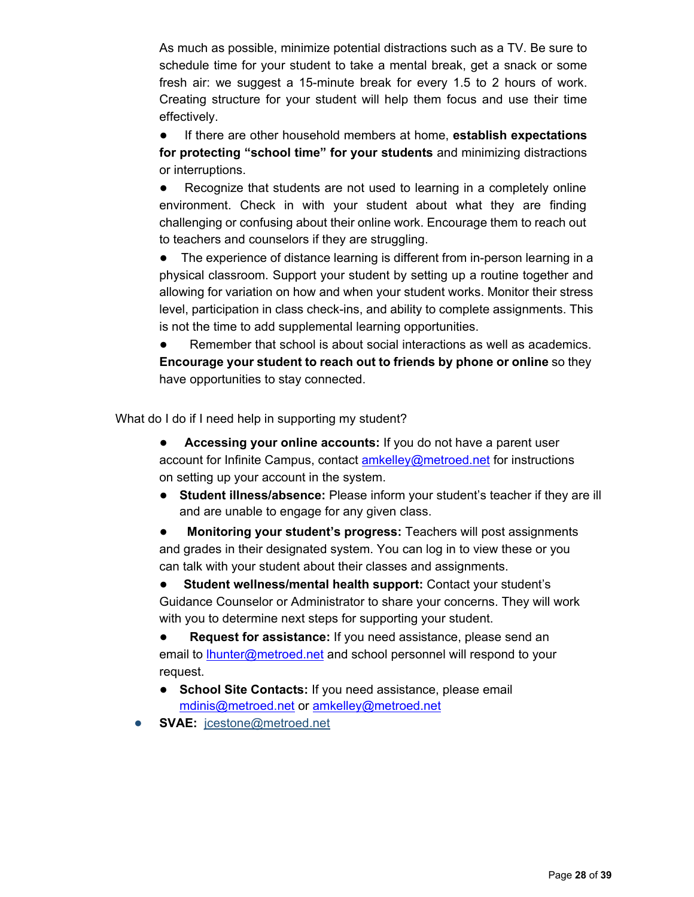As much as possible, minimize potential distractions such as a TV. Be sure to schedule time for your student to take a mental break, get a snack or some fresh air: we suggest a 15-minute break for every 1.5 to 2 hours of work. Creating structure for your student will help them focus and use their time effectively.

- If there are other household members at home, **establish expectations for protecting "school time" for your students** and minimizing distractions or interruptions.
- Recognize that students are not used to learning in a completely online environment. Check in with your student about what they are finding challenging or confusing about their online work. Encourage them to reach out to teachers and counselors if they are struggling.
- The experience of distance learning is different from in-person learning in a physical classroom. Support your student by setting up a routine together and allowing for variation on how and when your student works. Monitor their stress level, participation in class check-ins, and ability to complete assignments. This is not the time to add supplemental learning opportunities.
- Remember that school is about social interactions as well as academics. **Encourage your student to reach out to friends by phone or online** so they have opportunities to stay connected.

What do I do if I need help in supporting my student?

- **Accessing your online accounts:** If you do not have a parent user account for Infinite Campus, contact amkelley@metroed.net for instructions on setting up your account in the system.
- **Student illness/absence:** Please inform your student's teacher if they are ill and are unable to engage for any given class.
- **Monitoring your student's progress:** Teachers will post assignments and grades in their designated system. You can log in to view these or you can talk with your student about their classes and assignments.
- **Student wellness/mental health support:** Contact your student's Guidance Counselor or Administrator to share your concerns. They will work with you to determine next steps for supporting your student.
- **Request for assistance:** If you need assistance, please send an email to lhunter@metroed.net and school personnel will respond to your request.
- **School Site Contacts:** If you need assistance, please email mdinis@metroed.net or amkelley@metroed.net
- **SVAE:** jcestone@metroed.net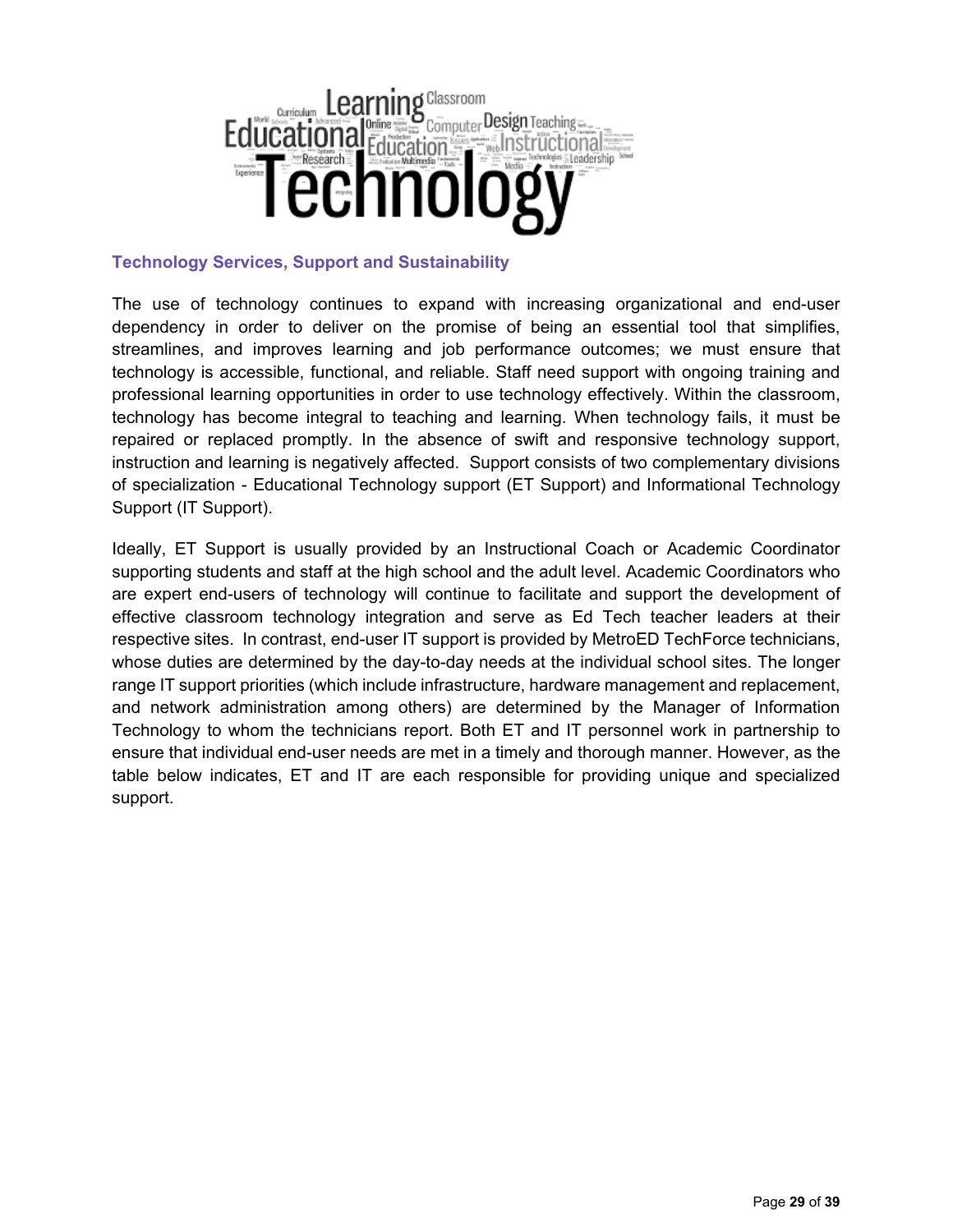## Technology Services, Support and Sustainability

The use of technology continues to expand with increasing organizational and end-user dependency in order to deliver on the promise of being an essential tool that simplifies, streamlines, and improves learning and job performance outcomes; we must ensure that technology is accessible, functional, and reliable. Staff need support with ongoing training and professional learning opportunities in order to use technology effectively. Within the classroom, technology has become integral to teaching and learning. When technology fails, it must be repaired or replaced promptly. In the absence of swift and responsive technology support, instruction and learning is negatively affected. Support consists of two complementary divisions of specialization - Educational Technology support (ET Support) and Informational Technology Support (IT Support).

Ideally, ET Support is usually provided by an Instructional Coach or Academic Coordinator supporting students and staff at the high school and the adult level. Academic Coordinators who are expert end-users of technology will continue to facilitate and support the development of effective classroom technology integration and serve as Ed Tech teacher leaders at their respective sites. In contrast, end-user IT support is provided by MetroED TechForce technicians, whose duties are determined by the day-to-day needs at the individual school sites. The longer range IT support priorities (which include infrastructure, hardware management and replacement, and network administration among others) are determined by the Manager of Information Technology to whom the technicians report. Both ET and IT personnel work in partnership to ensure that individual end-user needs are met in a timely and thorough manner. However, as the table below indicates, ET and IT are each responsible for providing unique and specialized support.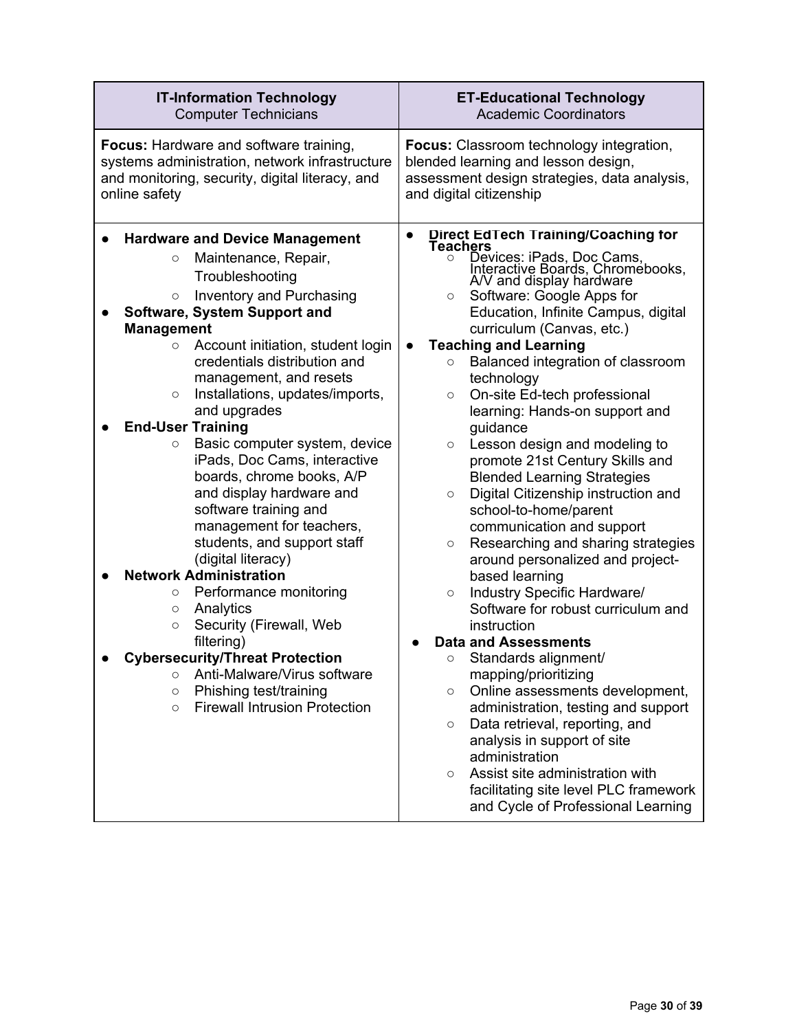| **IT-Information Technology**<br>Computer Technicians | **ET-Educational Technology**<br>Academic Coordinators |
|---|---|
| **Focus:** Hardware and software training, systems administration, network infrastructure and monitoring, security, digital literacy, and online safety | **Focus:** Classroom technology integration, blended learning and lesson design, assessment design strategies, data analysis, and digital citizenship |
| ● **Hardware and Device Management**<br>○ Maintenance, Repair, Troubleshooting<br>○ Inventory and Purchasing<br>● **Software, System Support and Management**<br>○ Account initiation, student login credentials distribution and management, and resets<br>○ Installations, updates/imports, and upgrades<br>● **End-User Training**<br>○ Basic computer system, device iPads, Doc Cams, interactive boards, chrome books, A/P and display hardware and software training and management for teachers, students, and support staff (digital literacy)<br>● **Network Administration**<br>○ Performance monitoring<br>○ Analytics<br>○ Security (Firewall, Web filtering)<br>● **Cybersecurity/Threat Protection**<br>○ Anti-Malware/Virus software<br>○ Phishing test/training<br>○ Firewall Intrusion Protection | ● **Direct EdTech Training/Coaching for Teachers**<br>○ Devices: iPads, Doc Cams, Interactive Boards, Chromebooks, A/V and display hardware<br>○ Software: Google Apps for Education, Infinite Campus, digital curriculum (Canvas, etc.)<br>● **Teaching and Learning**<br>○ Balanced integration of classroom technology<br>○ On-site Ed-tech professional learning: Hands-on support and guidance<br>○ Lesson design and modeling to promote 21st Century Skills and Blended Learning Strategies<br>○ Digital Citizenship instruction and school-to-home/parent communication and support<br>○ Researching and sharing strategies around personalized and project-based learning<br>○ Industry Specific Hardware/ Software for robust curriculum and instruction<br>● **Data and Assessments**<br>○ Standards alignment/ mapping/prioritizing<br>○ Online assessments development, administration, testing and support<br>○ Data retrieval, reporting, and analysis in support of site administration<br>○ Assist site administration with facilitating site level PLC framework and Cycle of Professional Learning |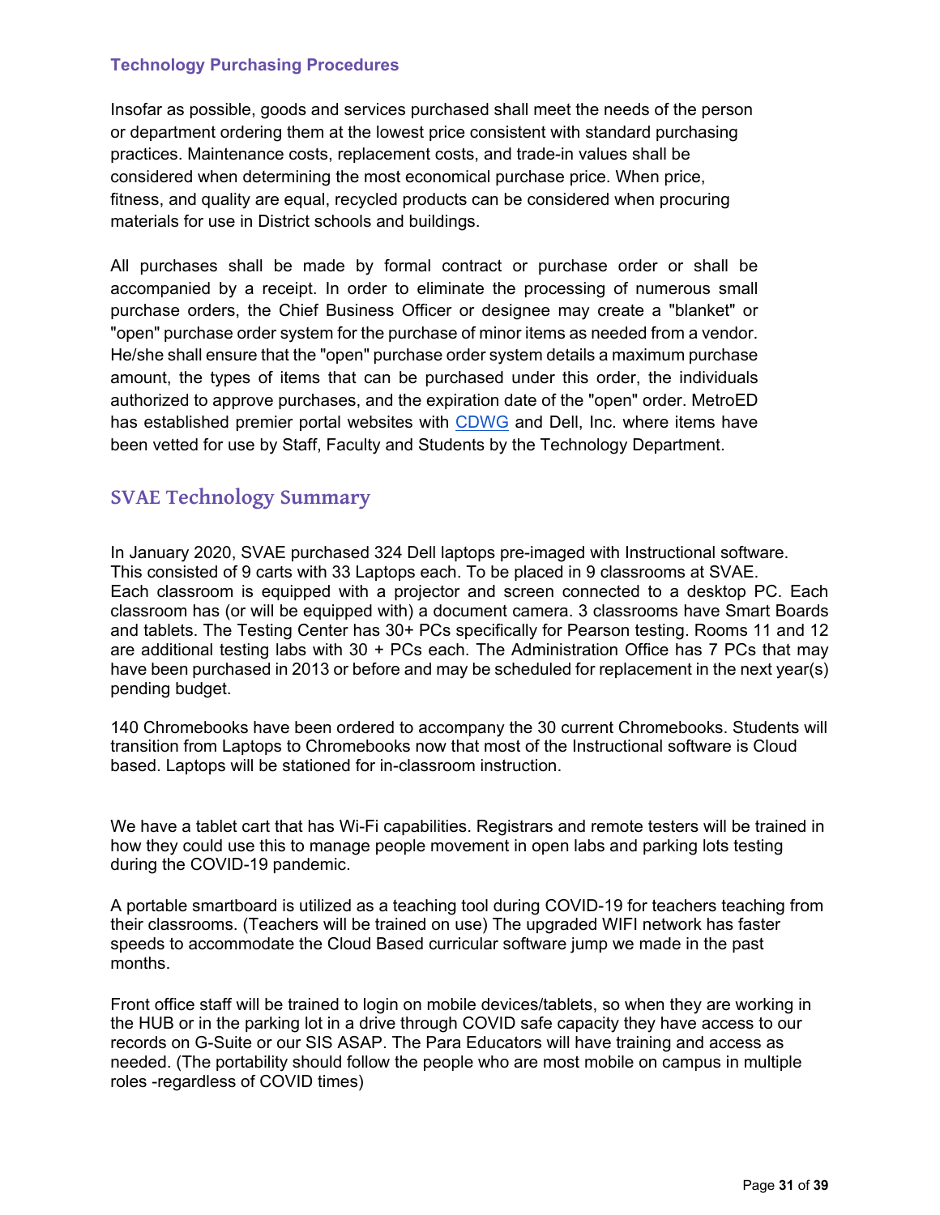### Technology Purchasing Procedures

Insofar as possible, goods and services purchased shall meet the needs of the person or department ordering them at the lowest price consistent with standard purchasing practices. Maintenance costs, replacement costs, and trade-in values shall be considered when determining the most economical purchase price. When price, fitness, and quality are equal, recycled products can be considered when procuring materials for use in District schools and buildings.

All purchases shall be made by formal contract or purchase order or shall be accompanied by a receipt. In order to eliminate the processing of numerous small purchase orders, the Chief Business Officer or designee may create a "blanket" or "open" purchase order system for the purchase of minor items as needed from a vendor. He/she shall ensure that the "open" purchase order system details a maximum purchase amount, the types of items that can be purchased under this order, the individuals authorized to approve purchases, and the expiration date of the "open" order. MetroED has established premier portal websites with CDWG and Dell, Inc. where items have been vetted for use by Staff, Faculty and Students by the Technology Department.

## SVAE Technology Summary

In January 2020, SVAE purchased 324 Dell laptops pre-imaged with Instructional software. This consisted of 9 carts with 33 Laptops each. To be placed in 9 classrooms at SVAE. Each classroom is equipped with a projector and screen connected to a desktop PC. Each classroom has (or will be equipped with) a document camera. 3 classrooms have Smart Boards and tablets. The Testing Center has 30+ PCs specifically for Pearson testing. Rooms 11 and 12 are additional testing labs with 30 + PCs each. The Administration Office has 7 PCs that may have been purchased in 2013 or before and may be scheduled for replacement in the next year(s) pending budget.

140 Chromebooks have been ordered to accompany the 30 current Chromebooks. Students will transition from Laptops to Chromebooks now that most of the Instructional software is Cloud based. Laptops will be stationed for in-classroom instruction.

We have a tablet cart that has Wi-Fi capabilities. Registrars and remote testers will be trained in how they could use this to manage people movement in open labs and parking lots testing during the COVID-19 pandemic.

A portable smartboard is utilized as a teaching tool during COVID-19 for teachers teaching from their classrooms. (Teachers will be trained on use) The upgraded WIFI network has faster speeds to accommodate the Cloud Based curricular software jump we made in the past months.

Front office staff will be trained to login on mobile devices/tablets, so when they are working in the HUB or in the parking lot in a drive through COVID safe capacity they have access to our records on G-Suite or our SIS ASAP. The Para Educators will have training and access as needed. (The portability should follow the people who are most mobile on campus in multiple roles -regardless of COVID times)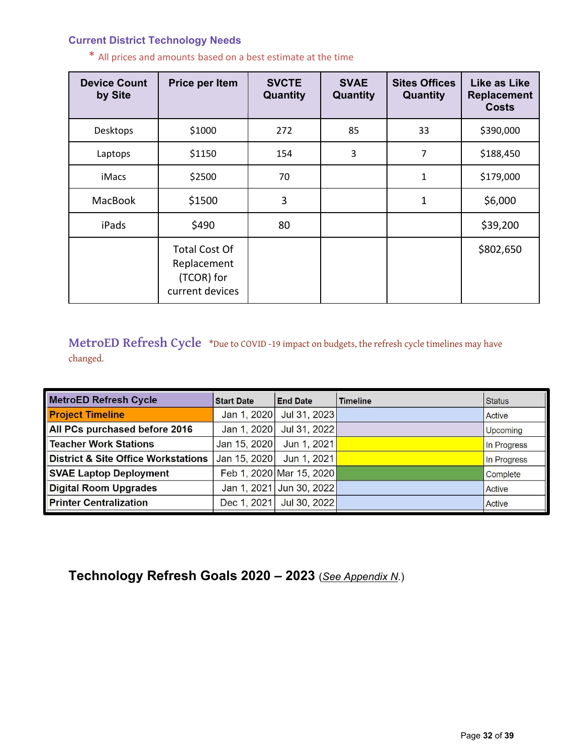### Current District Technology Needs

\* All prices and amounts based on a best estimate at the time

| Device Count by Site | Price per Item | SVCTE Quantity | SVAE Quantity | Sites Offices Quantity | Like as Like Replacement Costs |
|---|---|---|---|---|---|
| Desktops | $1000 | 272 | 85 | 33 | $390,000 |
| Laptops | $1150 | 154 | 3 | 7 | $188,450 |
| iMacs | $2500 | 70 | | 1 | $179,000 |
| MacBook | $1500 | 3 | | 1 | $6,000 |
| iPads | $490 | 80 | | | $39,200 |
| | Total Cost Of Replacement (TCOR) for current devices | | | | $802,650 |

### MetroED Refresh Cycle

*Due to COVID -19 impact on budgets, the refresh cycle timelines may have changed.

| MetroED Refresh Cycle | Start Date | End Date | Timeline | Status |
|---|---|---|---|---|
| Project Timeline | Jan 1, 2020 | Jul 31, 2023 | | Active |
| All PCs purchased before 2016 | Jan 1, 2020 | Jul 31, 2022 | | Upcoming |
| Teacher Work Stations | Jan 15, 2020 | Jun 1, 2021 | | In Progress |
| District & Site Office Workstations | Jan 15, 2020 | Jun 1, 2021 | | In Progress |
| SVAE Laptop Deployment | Feb 1, 2020 | Mar 15, 2020 | | Complete |
| Digital Room Upgrades | Jan 1, 2021 | Jun 30, 2022 | | Active |
| Printer Centralization | Dec 1, 2021 | Jul 30, 2022 | | Active |

## Technology Refresh Goals 2020 – 2023 (*See Appendix N*.)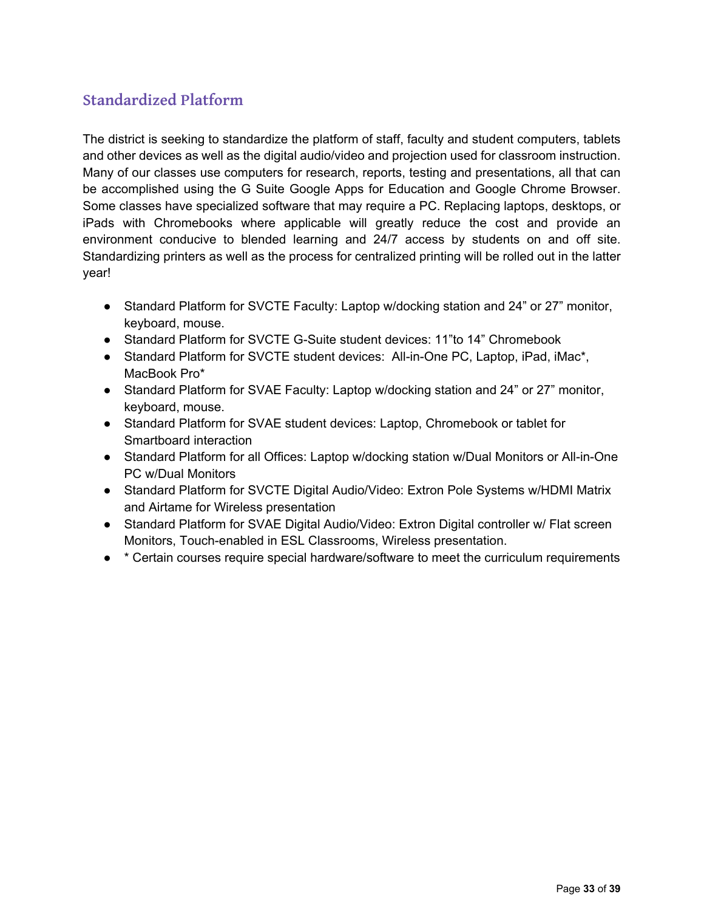## Standardized Platform

The district is seeking to standardize the platform of staff, faculty and student computers, tablets and other devices as well as the digital audio/video and projection used for classroom instruction. Many of our classes use computers for research, reports, testing and presentations, all that can be accomplished using the G Suite Google Apps for Education and Google Chrome Browser. Some classes have specialized software that may require a PC. Replacing laptops, desktops, or iPads with Chromebooks where applicable will greatly reduce the cost and provide an environment conducive to blended learning and 24/7 access by students on and off site. Standardizing printers as well as the process for centralized printing will be rolled out in the latter year!

- Standard Platform for SVCTE Faculty: Laptop w/docking station and 24" or 27" monitor, keyboard, mouse.
- Standard Platform for SVCTE G-Suite student devices: 11"to 14" Chromebook
- Standard Platform for SVCTE student devices: All-in-One PC, Laptop, iPad, iMac*, MacBook Pro*
- Standard Platform for SVAE Faculty: Laptop w/docking station and 24" or 27" monitor, keyboard, mouse.
- Standard Platform for SVAE student devices: Laptop, Chromebook or tablet for Smartboard interaction
- Standard Platform for all Offices: Laptop w/docking station w/Dual Monitors or All-in-One PC w/Dual Monitors
- Standard Platform for SVCTE Digital Audio/Video: Extron Pole Systems w/HDMI Matrix and Airtame for Wireless presentation
- Standard Platform for SVAE Digital Audio/Video: Extron Digital controller w/ Flat screen Monitors, Touch-enabled in ESL Classrooms, Wireless presentation.
- * Certain courses require special hardware/software to meet the curriculum requirements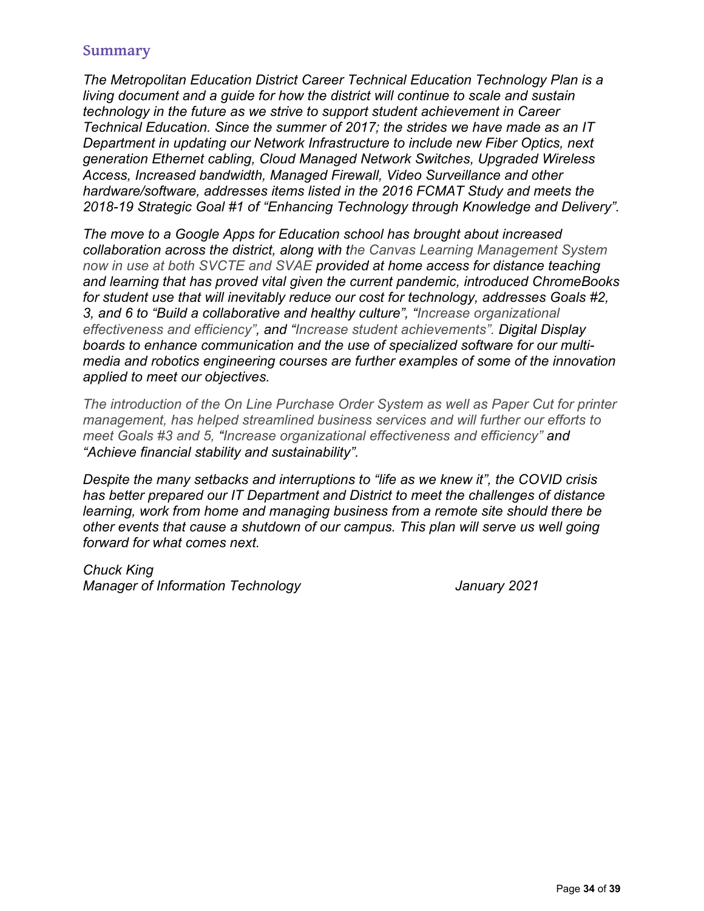## Summary

*The Metropolitan Education District Career Technical Education Technology Plan is a living document and a guide for how the district will continue to scale and sustain technology in the future as we strive to support student achievement in Career Technical Education. Since the summer of 2017; the strides we have made as an IT Department in updating our Network Infrastructure to include new Fiber Optics, next generation Ethernet cabling, Cloud Managed Network Switches, Upgraded Wireless Access, Increased bandwidth, Managed Firewall, Video Surveillance and other hardware/software, addresses items listed in the 2016 FCMAT Study and meets the 2018-19 Strategic Goal #1 of "Enhancing Technology through Knowledge and Delivery".*

*The move to a Google Apps for Education school has brought about increased collaboration across the district, along with the Canvas Learning Management System now in use at both SVCTE and SVAE provided at home access for distance teaching and learning that has proved vital given the current pandemic, introduced ChromeBooks for student use that will inevitably reduce our cost for technology, addresses Goals #2, 3, and 6 to "Build a collaborative and healthy culture", "Increase organizational effectiveness and efficiency", and "Increase student achievements". Digital Display boards to enhance communication and the use of specialized software for our multi-media and robotics engineering courses are further examples of some of the innovation applied to meet our objectives.*

*The introduction of the On Line Purchase Order System as well as Paper Cut for printer management, has helped streamlined business services and will further our efforts to meet Goals #3 and 5, "Increase organizational effectiveness and efficiency" and "Achieve financial stability and sustainability".*

*Despite the many setbacks and interruptions to "life as we knew it", the COVID crisis has better prepared our IT Department and District to meet the challenges of distance learning, work from home and managing business from a remote site should there be other events that cause a shutdown of our campus. This plan will serve us well going forward for what comes next.*

*Chuck King*
*Manager of Information Technology* *January 2021*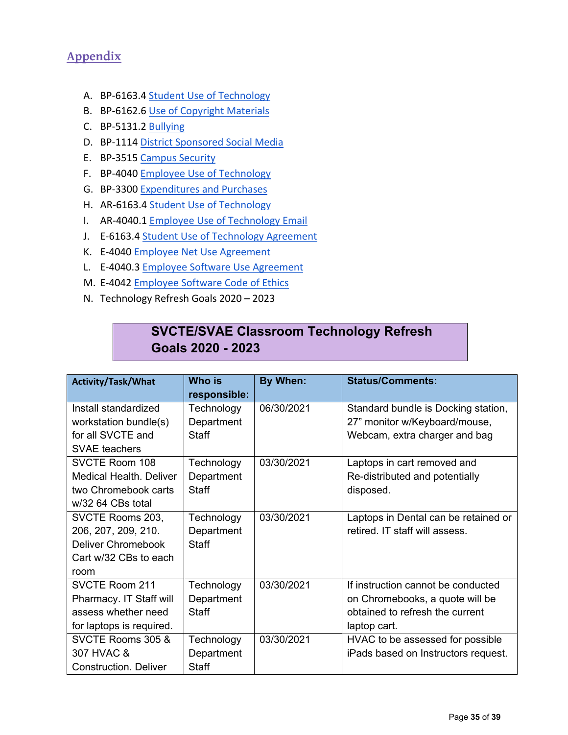## Appendix

A. BP-6163.4 Student Use of Technology
B. BP-6162.6 Use of Copyright Materials
C. BP-5131.2 Bullying
D. BP-1114 District Sponsored Social Media
E. BP-3515 Campus Security
F. BP-4040 Employee Use of Technology
G. BP-3300 Expenditures and Purchases
H. AR-6163.4 Student Use of Technology
I. AR-4040.1 Employee Use of Technology Email
J. E-6163.4 Student Use of Technology Agreement
K. E-4040 Employee Net Use Agreement
L. E-4040.3 Employee Software Use Agreement
M. E-4042 Employee Software Code of Ethics
N. Technology Refresh Goals 2020 – 2023

**SVCTE/SVAE Classroom Technology Refresh Goals 2020 - 2023**

| Activity/Task/What | Who is responsible: | By When: | Status/Comments: |
|---|---|---|---|
| Install standardized workstation bundle(s) for all SVCTE and SVAE teachers | Technology Department Staff | 06/30/2021 | Standard bundle is Docking station, 27" monitor w/Keyboard/mouse, Webcam, extra charger and bag |
| SVCTE Room 108 Medical Health. Deliver two Chromebook carts w/32 64 CBs total | Technology Department Staff | 03/30/2021 | Laptops in cart removed and Re-distributed and potentially disposed. |
| SVCTE Rooms 203, 206, 207, 209, 210. Deliver Chromebook Cart w/32 CBs to each room | Technology Department Staff | 03/30/2021 | Laptops in Dental can be retained or retired. IT staff will assess. |
| SVCTE Room 211 Pharmacy. IT Staff will assess whether need for laptops is required. | Technology Department Staff | 03/30/2021 | If instruction cannot be conducted on Chromebooks, a quote will be obtained to refresh the current laptop cart. |
| SVCTE Rooms 305 & 307 HVAC & Construction. Deliver | Technology Department Staff | 03/30/2021 | HVAC to be assessed for possible iPads based on Instructors request. |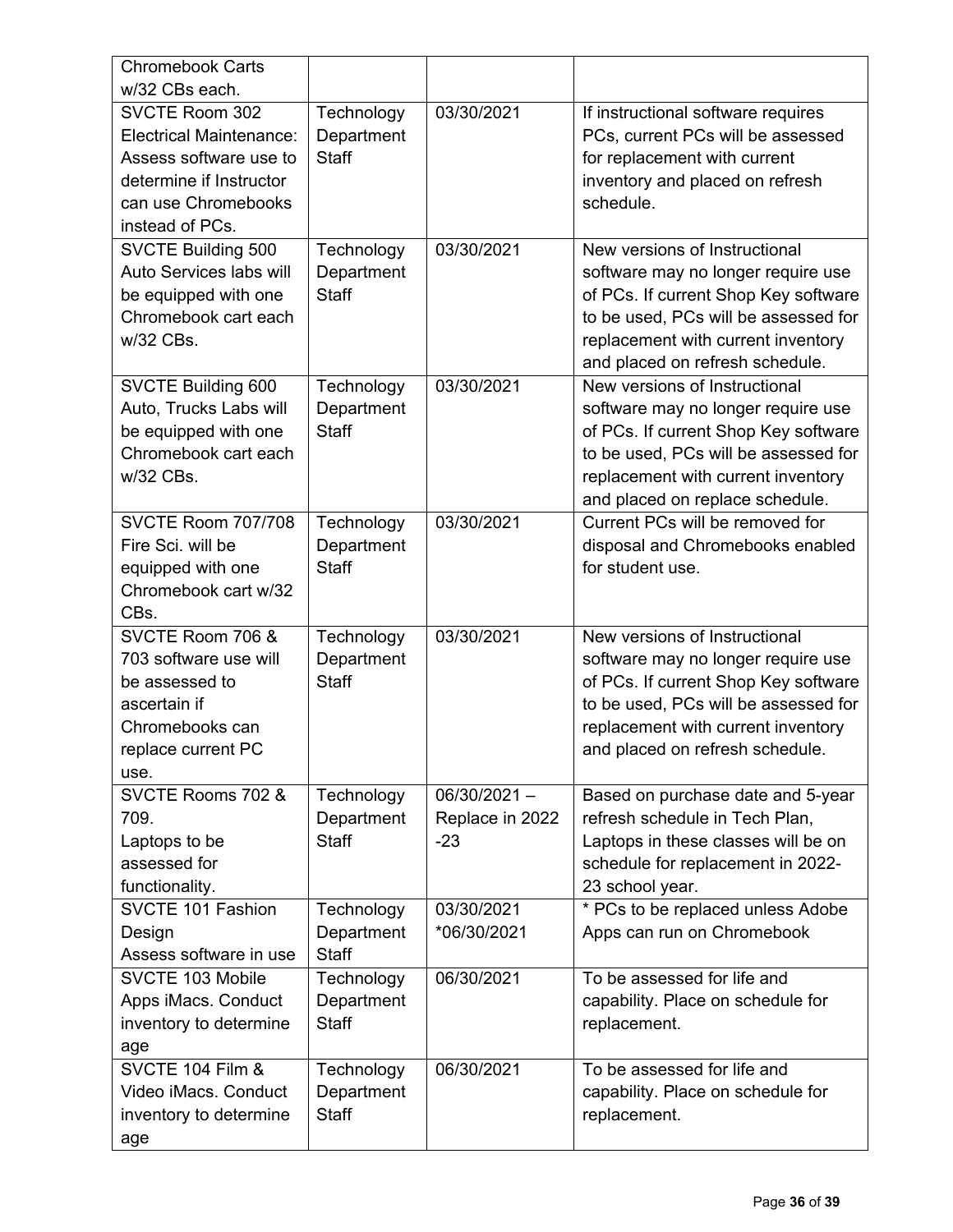| Chromebook Carts w/32 CBs each. | | | |
|---|---|---|---|
| SVCTE Room 302 Electrical Maintenance: Assess software use to determine if Instructor can use Chromebooks instead of PCs. | Technology Department Staff | 03/30/2021 | If instructional software requires PCs, current PCs will be assessed for replacement with current inventory and placed on refresh schedule. |
| SVCTE Building 500 Auto Services labs will be equipped with one Chromebook cart each w/32 CBs. | Technology Department Staff | 03/30/2021 | New versions of Instructional software may no longer require use of PCs. If current Shop Key software to be used, PCs will be assessed for replacement with current inventory and placed on refresh schedule. |
| SVCTE Building 600 Auto, Trucks Labs will be equipped with one Chromebook cart each w/32 CBs. | Technology Department Staff | 03/30/2021 | New versions of Instructional software may no longer require use of PCs. If current Shop Key software to be used, PCs will be assessed for replacement with current inventory and placed on replace schedule. |
| SVCTE Room 707/708 Fire Sci. will be equipped with one Chromebook cart w/32 CBs. | Technology Department Staff | 03/30/2021 | Current PCs will be removed for disposal and Chromebooks enabled for student use. |
| SVCTE Room 706 & 703 software use will be assessed to ascertain if Chromebooks can replace current PC use. | Technology Department Staff | 03/30/2021 | New versions of Instructional software may no longer require use of PCs. If current Shop Key software to be used, PCs will be assessed for replacement with current inventory and placed on refresh schedule. |
| SVCTE Rooms 702 & 709. Laptops to be assessed for functionality. | Technology Department Staff | 06/30/2021 – Replace in 2022 -23 | Based on purchase date and 5-year refresh schedule in Tech Plan, Laptops in these classes will be on schedule for replacement in 2022-23 school year. |
| SVCTE 101 Fashion Design Assess software in use | Technology Department Staff | 03/30/2021 *06/30/2021 | * PCs to be replaced unless Adobe Apps can run on Chromebook |
| SVCTE 103 Mobile Apps iMacs. Conduct inventory to determine age | Technology Department Staff | 06/30/2021 | To be assessed for life and capability. Place on schedule for replacement. |
| SVCTE 104 Film & Video iMacs. Conduct inventory to determine age | Technology Department Staff | 06/30/2021 | To be assessed for life and capability. Place on schedule for replacement. |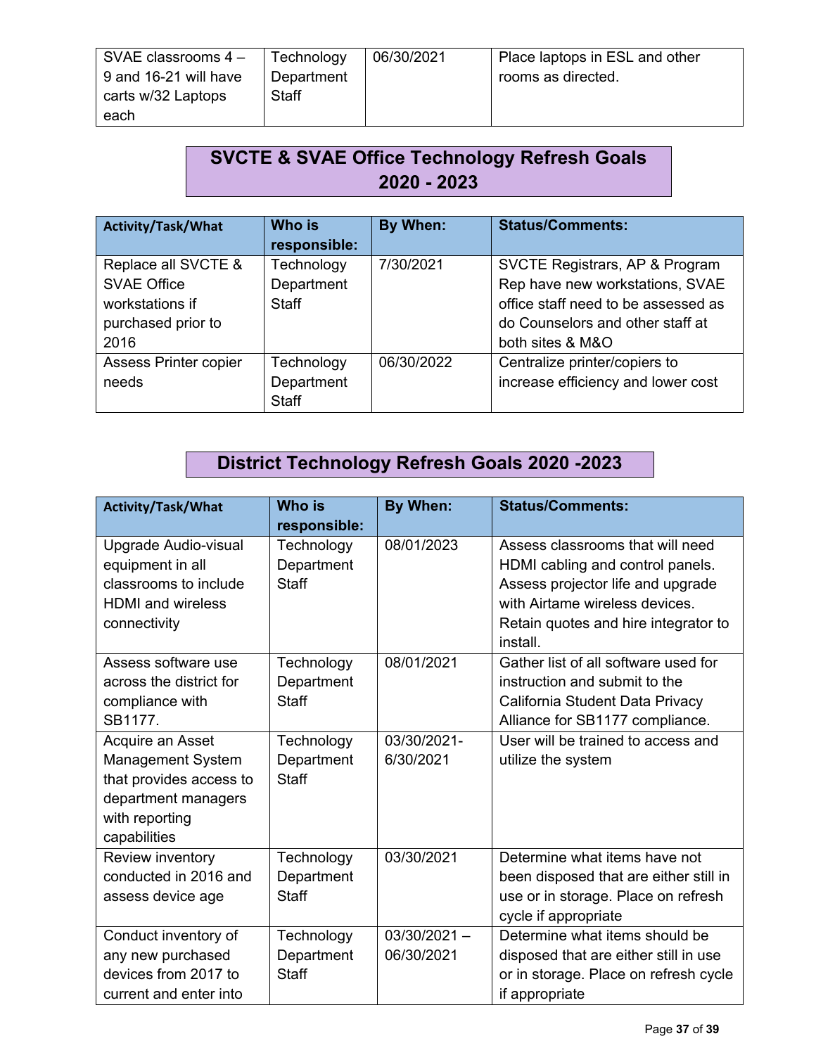| SVAE classrooms 4 – 9 and 16-21 will have carts w/32 Laptops each | Technology Department Staff | 06/30/2021 | Place laptops in ESL and other rooms as directed. |
|---|---|---|---|

## SVCTE & SVAE Office Technology Refresh Goals 2020 - 2023

| Activity/Task/What | Who is responsible: | By When: | Status/Comments: |
|---|---|---|---|
| Replace all SVCTE & SVAE Office workstations if purchased prior to 2016 | Technology Department Staff | 7/30/2021 | SVCTE Registrars, AP & Program Rep have new workstations, SVAE office staff need to be assessed as do Counselors and other staff at both sites & M&O |
| Assess Printer copier needs | Technology Department Staff | 06/30/2022 | Centralize printer/copiers to increase efficiency and lower cost |

## District Technology Refresh Goals 2020 -2023

| Activity/Task/What | Who is responsible: | By When: | Status/Comments: |
|---|---|---|---|
| Upgrade Audio-visual equipment in all classrooms to include HDMI and wireless connectivity | Technology Department Staff | 08/01/2023 | Assess classrooms that will need HDMI cabling and control panels. Assess projector life and upgrade with Airtame wireless devices. Retain quotes and hire integrator to install. |
| Assess software use across the district for compliance with SB1177. | Technology Department Staff | 08/01/2021 | Gather list of all software used for instruction and submit to the California Student Data Privacy Alliance for SB1177 compliance. |
| Acquire an Asset Management System that provides access to department managers with reporting capabilities | Technology Department Staff | 03/30/2021-6/30/2021 | User will be trained to access and utilize the system |
| Review inventory conducted in 2016 and assess device age | Technology Department Staff | 03/30/2021 | Determine what items have not been disposed that are either still in use or in storage. Place on refresh cycle if appropriate |
| Conduct inventory of any new purchased devices from 2017 to current and enter into | Technology Department Staff | 03/30/2021 – 06/30/2021 | Determine what items should be disposed that are either still in use or in storage. Place on refresh cycle if appropriate |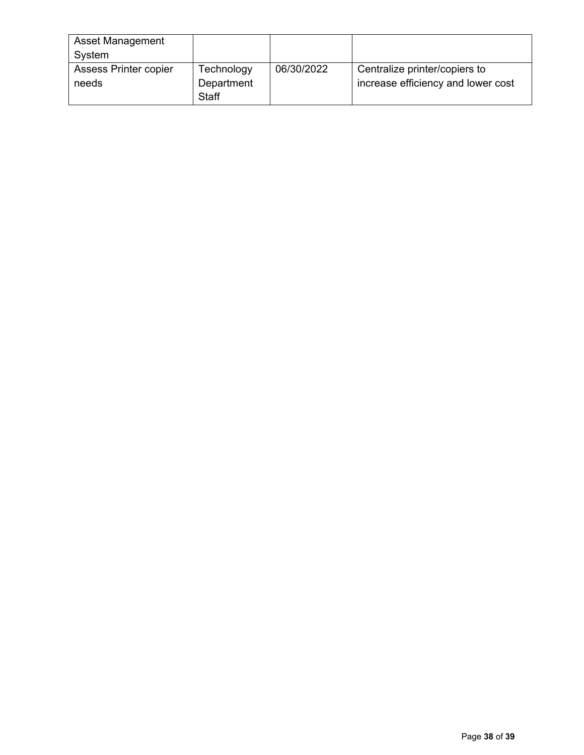| | | | |
|---|---|---|---|
| Asset Management System | | | |
| Assess Printer copier needs | Technology Department Staff | 06/30/2022 | Centralize printer/copiers to increase efficiency and lower cost |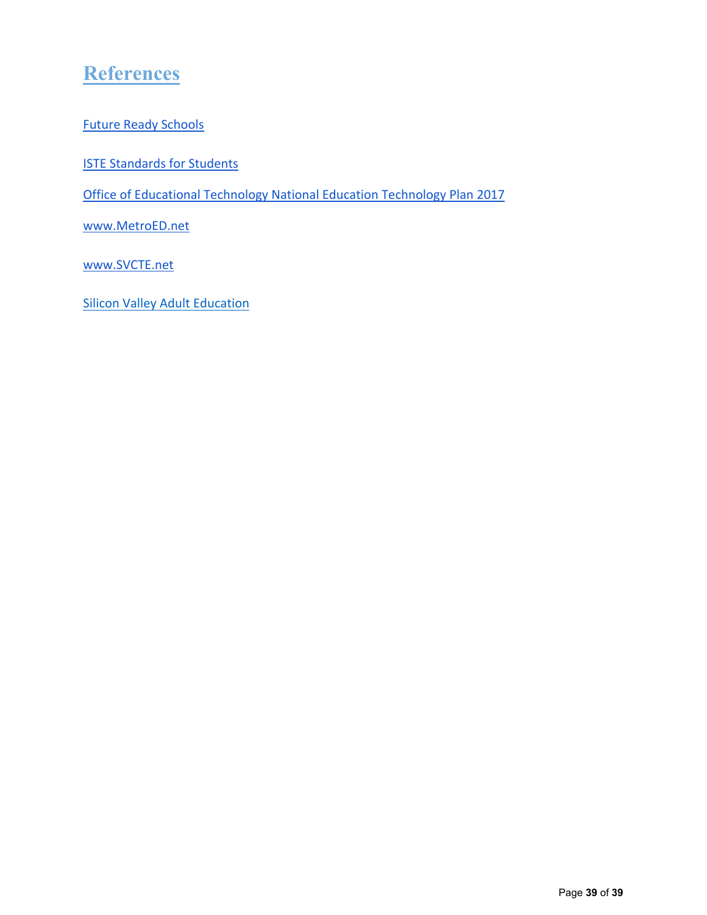# References

Future Ready Schools

ISTE Standards for Students

Office of Educational Technology National Education Technology Plan 2017

www.MetroED.net

www.SVCTE.net

Silicon Valley Adult Education